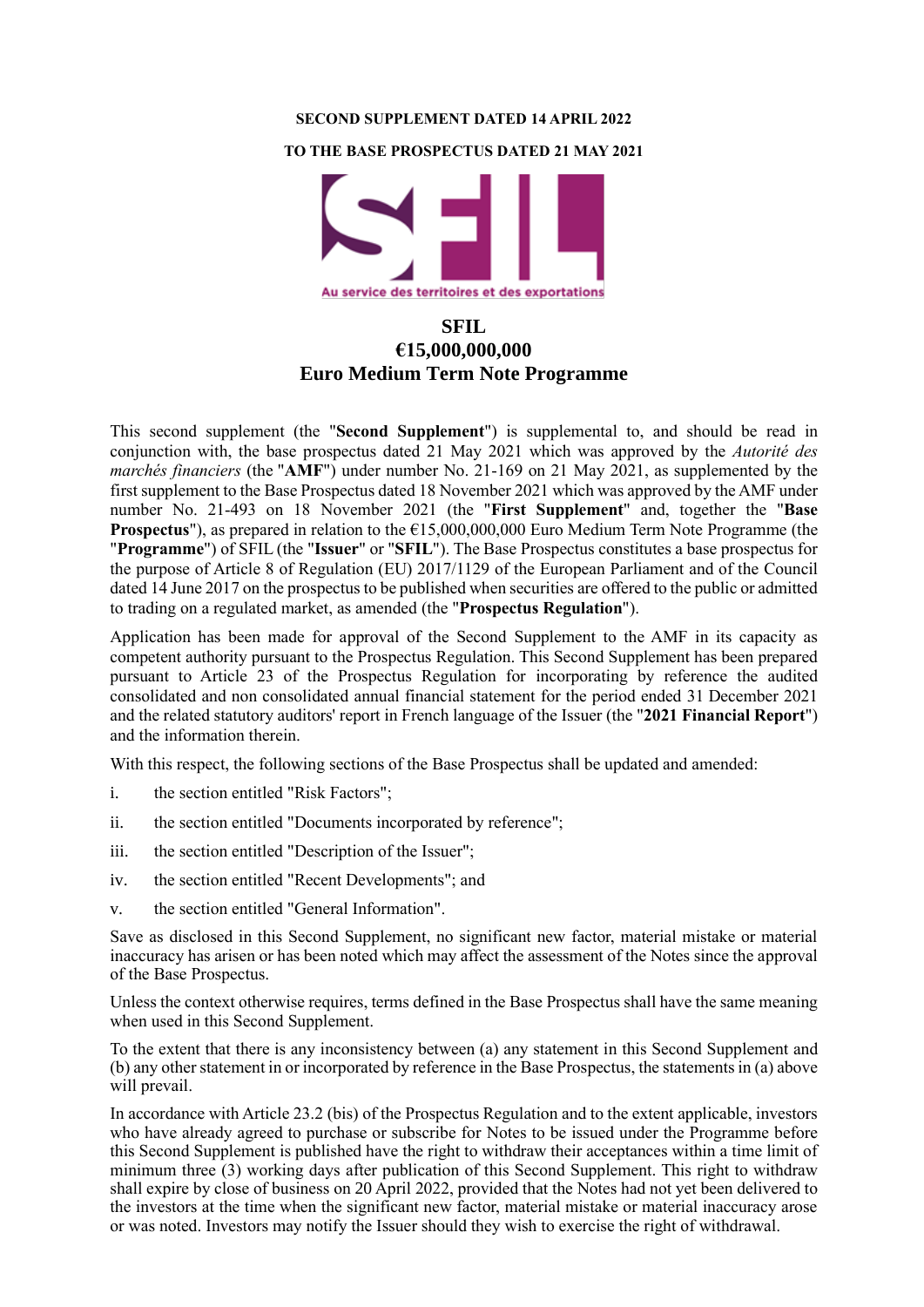**SECOND SUPPLEMENT DATED 14 APRIL 2022**

**TO THE BASE PROSPECTUS DATED 21 MAY 2021**

# SFIL
# €15,000,000,000
# Euro Medium Term Note Programme

This second supplement (the "**Second Supplement**") is supplemental to, and should be read in conjunction with, the base prospectus dated 21 May 2021 which was approved by the *Autorité des marchés financiers* (the "**AMF**") under number No. 21-169 on 21 May 2021, as supplemented by the first supplement to the Base Prospectus dated 18 November 2021 which was approved by the AMF under number No. 21-493 on 18 November 2021 (the "**First Supplement**" and, together the "**Base Prospectus**"), as prepared in relation to the €15,000,000,000 Euro Medium Term Note Programme (the "**Programme**") of SFIL (the "**Issuer**" or "**SFIL**"). The Base Prospectus constitutes a base prospectus for the purpose of Article 8 of Regulation (EU) 2017/1129 of the European Parliament and of the Council dated 14 June 2017 on the prospectus to be published when securities are offered to the public or admitted to trading on a regulated market, as amended (the "**Prospectus Regulation**").

Application has been made for approval of the Second Supplement to the AMF in its capacity as competent authority pursuant to the Prospectus Regulation. This Second Supplement has been prepared pursuant to Article 23 of the Prospectus Regulation for incorporating by reference the audited consolidated and non consolidated annual financial statement for the period ended 31 December 2021 and the related statutory auditors' report in French language of the Issuer (the "**2021 Financial Report**") and the information therein.

With this respect, the following sections of the Base Prospectus shall be updated and amended:

i. the section entitled "Risk Factors";

ii. the section entitled "Documents incorporated by reference";

iii. the section entitled "Description of the Issuer";

iv. the section entitled "Recent Developments"; and

v. the section entitled "General Information".

Save as disclosed in this Second Supplement, no significant new factor, material mistake or material inaccuracy has arisen or has been noted which may affect the assessment of the Notes since the approval of the Base Prospectus.

Unless the context otherwise requires, terms defined in the Base Prospectus shall have the same meaning when used in this Second Supplement.

To the extent that there is any inconsistency between (a) any statement in this Second Supplement and (b) any other statement in or incorporated by reference in the Base Prospectus, the statements in (a) above will prevail.

In accordance with Article 23.2 (bis) of the Prospectus Regulation and to the extent applicable, investors who have already agreed to purchase or subscribe for Notes to be issued under the Programme before this Second Supplement is published have the right to withdraw their acceptances within a time limit of minimum three (3) working days after publication of this Second Supplement. This right to withdraw shall expire by close of business on 20 April 2022, provided that the Notes had not yet been delivered to the investors at the time when the significant new factor, material mistake or material inaccuracy arose or was noted. Investors may notify the Issuer should they wish to exercise the right of withdrawal.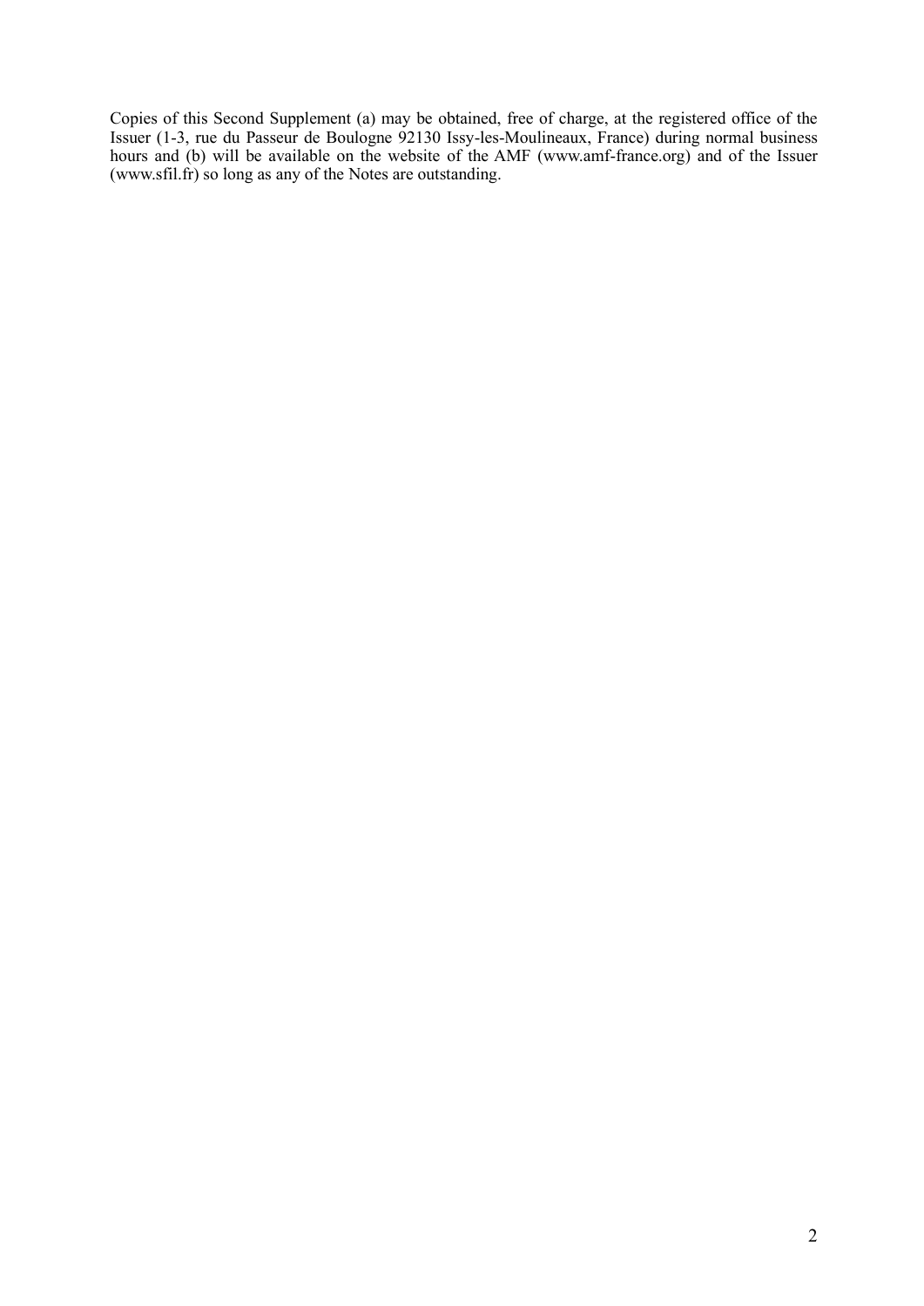Copies of this Second Supplement (a) may be obtained, free of charge, at the registered office of the Issuer (1-3, rue du Passeur de Boulogne 92130 Issy-les-Moulineaux, France) during normal business hours and (b) will be available on the website of the AMF (www.amf-france.org) and of the Issuer (www.sfil.fr) so long as any of the Notes are outstanding.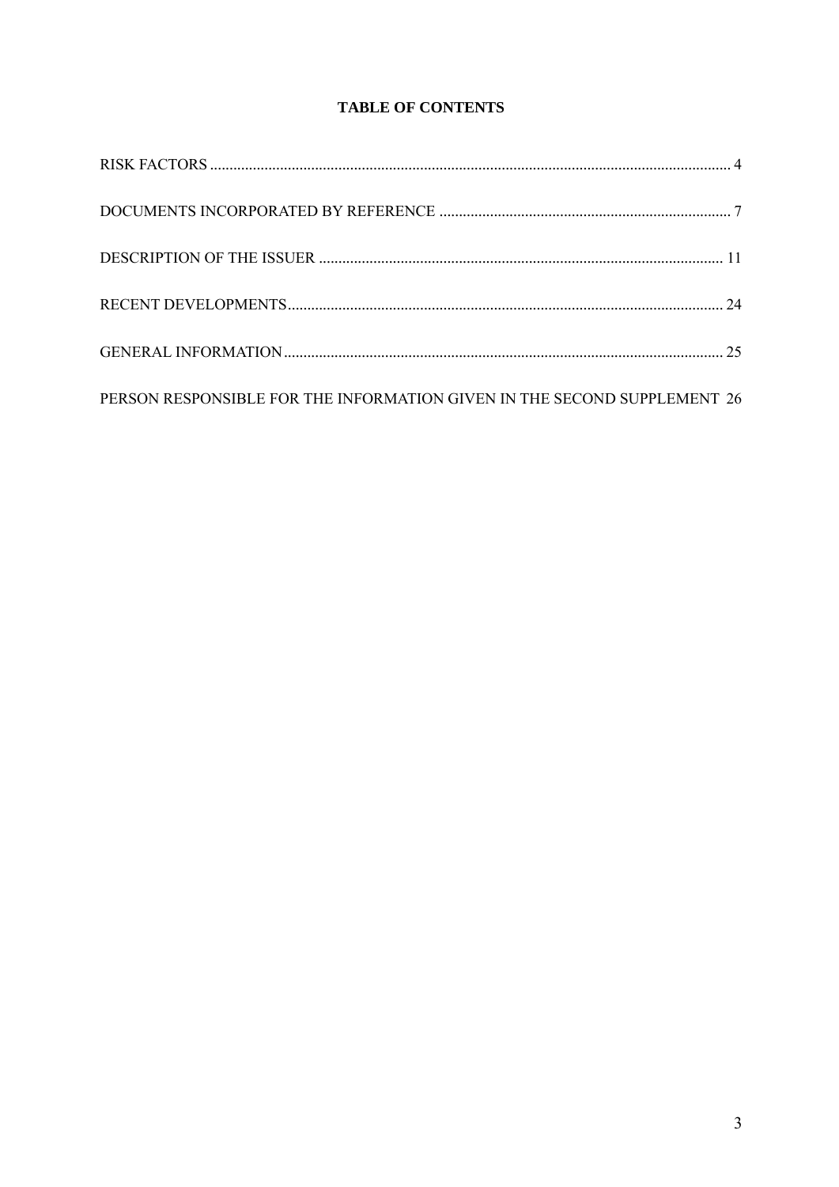# TABLE OF CONTENTS

RISK FACTORS .......... 4

DOCUMENTS INCORPORATED BY REFERENCE .......... 7

DESCRIPTION OF THE ISSUER .......... 11

RECENT DEVELOPMENTS .......... 24

GENERAL INFORMATION .......... 25

PERSON RESPONSIBLE FOR THE INFORMATION GIVEN IN THE SECOND SUPPLEMENT 26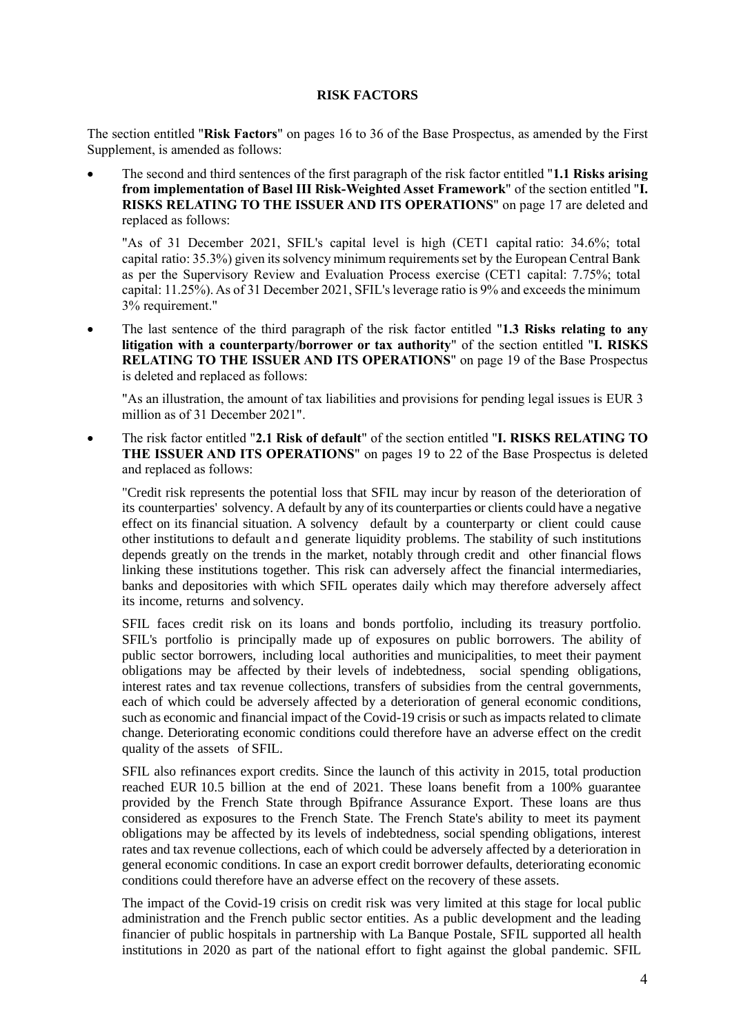## RISK FACTORS

The section entitled "**Risk Factors**" on pages 16 to 36 of the Base Prospectus, as amended by the First Supplement, is amended as follows:

- The second and third sentences of the first paragraph of the risk factor entitled "**1.1 Risks arising from implementation of Basel III Risk-Weighted Asset Framework**" of the section entitled "**I. RISKS RELATING TO THE ISSUER AND ITS OPERATIONS**" on page 17 are deleted and replaced as follows:

  "As of 31 December 2021, SFIL's capital level is high (CET1 capital ratio: 34.6%; total capital ratio: 35.3%) given its solvency minimum requirements set by the European Central Bank as per the Supervisory Review and Evaluation Process exercise (CET1 capital: 7.75%; total capital: 11.25%). As of 31 December 2021, SFIL's leverage ratio is 9% and exceeds the minimum 3% requirement."

- The last sentence of the third paragraph of the risk factor entitled "**1.3 Risks relating to any litigation with a counterparty/borrower or tax authority**" of the section entitled "**I. RISKS RELATING TO THE ISSUER AND ITS OPERATIONS**" on page 19 of the Base Prospectus is deleted and replaced as follows:

  "As an illustration, the amount of tax liabilities and provisions for pending legal issues is EUR 3 million as of 31 December 2021".

- The risk factor entitled "**2.1 Risk of default**" of the section entitled "**I. RISKS RELATING TO THE ISSUER AND ITS OPERATIONS**" on pages 19 to 22 of the Base Prospectus is deleted and replaced as follows:

  "Credit risk represents the potential loss that SFIL may incur by reason of the deterioration of its counterparties' solvency. A default by any of its counterparties or clients could have a negative effect on its financial situation. A solvency default by a counterparty or client could cause other institutions to default and generate liquidity problems. The stability of such institutions depends greatly on the trends in the market, notably through credit and other financial flows linking these institutions together. This risk can adversely affect the financial intermediaries, banks and depositories with which SFIL operates daily which may therefore adversely affect its income, returns and solvency.

  SFIL faces credit risk on its loans and bonds portfolio, including its treasury portfolio. SFIL's portfolio is principally made up of exposures on public borrowers. The ability of public sector borrowers, including local authorities and municipalities, to meet their payment obligations may be affected by their levels of indebtedness, social spending obligations, interest rates and tax revenue collections, transfers of subsidies from the central governments, each of which could be adversely affected by a deterioration of general economic conditions, such as economic and financial impact of the Covid-19 crisis or such as impacts related to climate change. Deteriorating economic conditions could therefore have an adverse effect on the credit quality of the assets of SFIL.

  SFIL also refinances export credits. Since the launch of this activity in 2015, total production reached EUR 10.5 billion at the end of 2021. These loans benefit from a 100% guarantee provided by the French State through Bpifrance Assurance Export. These loans are thus considered as exposures to the French State. The French State's ability to meet its payment obligations may be affected by its levels of indebtedness, social spending obligations, interest rates and tax revenue collections, each of which could be adversely affected by a deterioration in general economic conditions. In case an export credit borrower defaults, deteriorating economic conditions could therefore have an adverse effect on the recovery of these assets.

  The impact of the Covid-19 crisis on credit risk was very limited at this stage for local public administration and the French public sector entities. As a public development and the leading financier of public hospitals in partnership with La Banque Postale, SFIL supported all health institutions in 2020 as part of the national effort to fight against the global pandemic. SFIL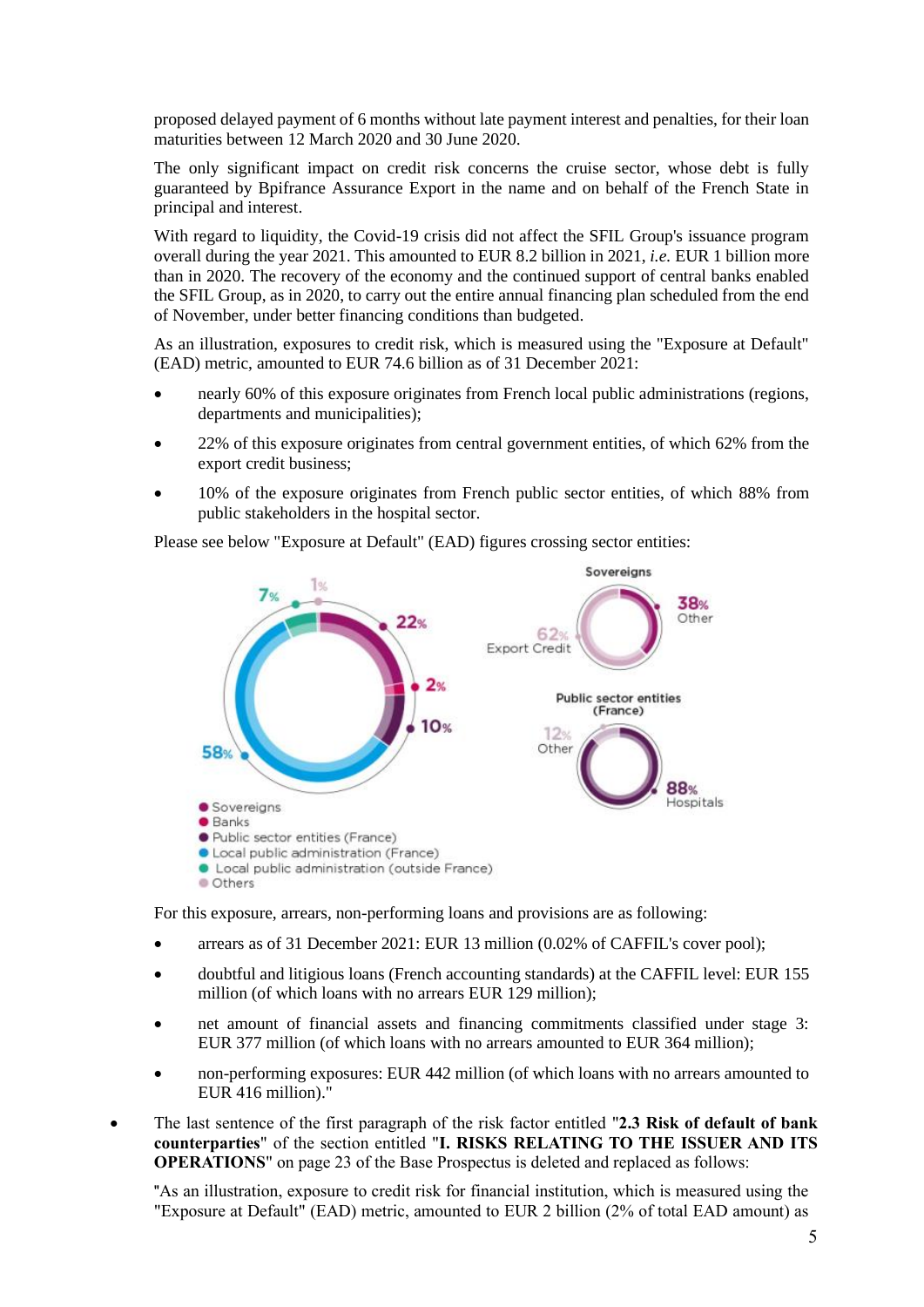proposed delayed payment of 6 months without late payment interest and penalties, for their loan maturities between 12 March 2020 and 30 June 2020.

The only significant impact on credit risk concerns the cruise sector, whose debt is fully guaranteed by Bpifrance Assurance Export in the name and on behalf of the French State in principal and interest.

With regard to liquidity, the Covid-19 crisis did not affect the SFIL Group's issuance program overall during the year 2021. This amounted to EUR 8.2 billion in 2021, *i.e.* EUR 1 billion more than in 2020. The recovery of the economy and the continued support of central banks enabled the SFIL Group, as in 2020, to carry out the entire annual financing plan scheduled from the end of November, under better financing conditions than budgeted.

As an illustration, exposures to credit risk, which is measured using the "Exposure at Default" (EAD) metric, amounted to EUR 74.6 billion as of 31 December 2021:

- nearly 60% of this exposure originates from French local public administrations (regions, departments and municipalities);
- 22% of this exposure originates from central government entities, of which 62% from the export credit business;
- 10% of the exposure originates from French public sector entities, of which 88% from public stakeholders in the hospital sector.

Please see below "Exposure at Default" (EAD) figures crossing sector entities:

7%, 1%, 22%, 2%, 10%, 58%

- Sovereigns
- Banks
- Public sector entities (France)
- Local public administration (France)
- Local public administration (outside France)
- Others

Sovereigns: 62% Export Credit; 38% Other

Public sector entities (France): 12% Other; 88% Hospitals

For this exposure, arrears, non-performing loans and provisions are as following:

- arrears as of 31 December 2021: EUR 13 million (0.02% of CAFFIL's cover pool);
- doubtful and litigious loans (French accounting standards) at the CAFFIL level: EUR 155 million (of which loans with no arrears EUR 129 million);
- net amount of financial assets and financing commitments classified under stage 3: EUR 377 million (of which loans with no arrears amounted to EUR 364 million);
- non-performing exposures: EUR 442 million (of which loans with no arrears amounted to EUR 416 million)."

- The last sentence of the first paragraph of the risk factor entitled "**2.3 Risk of default of bank counterparties**" of the section entitled "**I. RISKS RELATING TO THE ISSUER AND ITS OPERATIONS**" on page 23 of the Base Prospectus is deleted and replaced as follows:

"As an illustration, exposure to credit risk for financial institution, which is measured using the "Exposure at Default" (EAD) metric, amounted to EUR 2 billion (2% of total EAD amount) as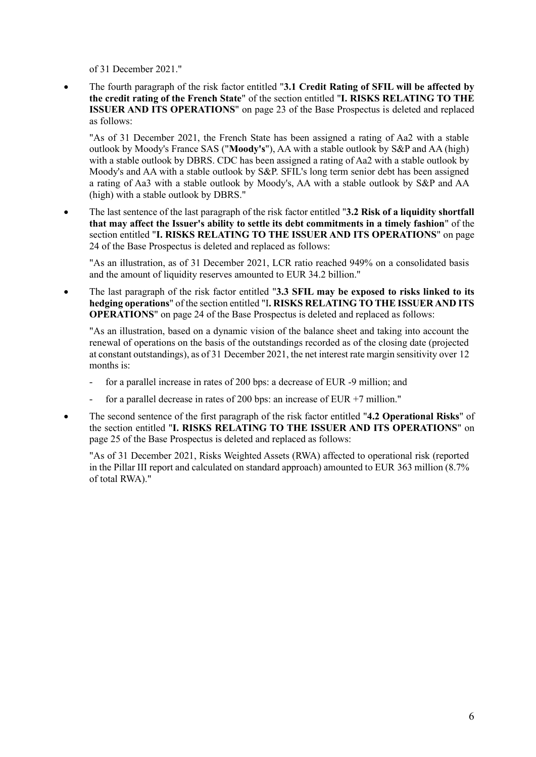of 31 December 2021."

- The fourth paragraph of the risk factor entitled "**3.1 Credit Rating of SFIL will be affected by the credit rating of the French State**" of the section entitled "**I. RISKS RELATING TO THE ISSUER AND ITS OPERATIONS**" on page 23 of the Base Prospectus is deleted and replaced as follows:

  "As of 31 December 2021, the French State has been assigned a rating of Aa2 with a stable outlook by Moody's France SAS ("**Moody's**"), AA with a stable outlook by S&P and AA (high) with a stable outlook by DBRS. CDC has been assigned a rating of Aa2 with a stable outlook by Moody's and AA with a stable outlook by S&P. SFIL's long term senior debt has been assigned a rating of Aa3 with a stable outlook by Moody's, AA with a stable outlook by S&P and AA (high) with a stable outlook by DBRS."

- The last sentence of the last paragraph of the risk factor entitled "**3.2 Risk of a liquidity shortfall that may affect the Issuer's ability to settle its debt commitments in a timely fashion**" of the section entitled "**I. RISKS RELATING TO THE ISSUER AND ITS OPERATIONS**" on page 24 of the Base Prospectus is deleted and replaced as follows:

  "As an illustration, as of 31 December 2021, LCR ratio reached 949% on a consolidated basis and the amount of liquidity reserves amounted to EUR 34.2 billion."

- The last paragraph of the risk factor entitled "**3.3 SFIL may be exposed to risks linked to its hedging operations**" of the section entitled "**I. RISKS RELATING TO THE ISSUER AND ITS OPERATIONS**" on page 24 of the Base Prospectus is deleted and replaced as follows:

  "As an illustration, based on a dynamic vision of the balance sheet and taking into account the renewal of operations on the basis of the outstandings recorded as of the closing date (projected at constant outstandings), as of 31 December 2021, the net interest rate margin sensitivity over 12 months is:

  - for a parallel increase in rates of 200 bps: a decrease of EUR -9 million; and
  - for a parallel decrease in rates of 200 bps: an increase of EUR +7 million."

- The second sentence of the first paragraph of the risk factor entitled "**4.2 Operational Risks**" of the section entitled "**I. RISKS RELATING TO THE ISSUER AND ITS OPERATIONS**" on page 25 of the Base Prospectus is deleted and replaced as follows:

  "As of 31 December 2021, Risks Weighted Assets (RWA) affected to operational risk (reported in the Pillar III report and calculated on standard approach) amounted to EUR 363 million (8.7% of total RWA)."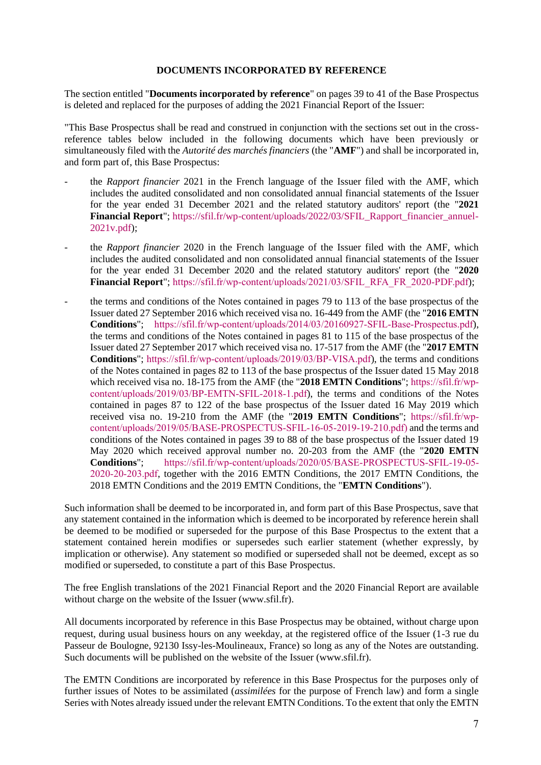## DOCUMENTS INCORPORATED BY REFERENCE

The section entitled "**Documents incorporated by reference**" on pages 39 to 41 of the Base Prospectus is deleted and replaced for the purposes of adding the 2021 Financial Report of the Issuer:

"This Base Prospectus shall be read and construed in conjunction with the sections set out in the cross-reference tables below included in the following documents which have been previously or simultaneously filed with the *Autorité des marchés financiers* (the "**AMF**") and shall be incorporated in, and form part of, this Base Prospectus:

- the *Rapport financier* 2021 in the French language of the Issuer filed with the AMF, which includes the audited consolidated and non consolidated annual financial statements of the Issuer for the year ended 31 December 2021 and the related statutory auditors' report (the "**2021 Financial Report**"; https://sfil.fr/wp-content/uploads/2022/03/SFIL_Rapport_financier_annuel-2021v.pdf);

- the *Rapport financier* 2020 in the French language of the Issuer filed with the AMF, which includes the audited consolidated and non consolidated annual financial statements of the Issuer for the year ended 31 December 2020 and the related statutory auditors' report (the "**2020 Financial Report**"; https://sfil.fr/wp-content/uploads/2021/03/SFIL_RFA_FR_2020-PDF.pdf);

- the terms and conditions of the Notes contained in pages 79 to 113 of the base prospectus of the Issuer dated 27 September 2016 which received visa no. 16-449 from the AMF (the "**2016 EMTN Conditions**"; https://sfil.fr/wp-content/uploads/2014/03/20160927-SFIL-Base-Prospectus.pdf), the terms and conditions of the Notes contained in pages 81 to 115 of the base prospectus of the Issuer dated 27 September 2017 which received visa no. 17-517 from the AMF (the "**2017 EMTN Conditions**"; https://sfil.fr/wp-content/uploads/2019/03/BP-VISA.pdf), the terms and conditions of the Notes contained in pages 82 to 113 of the base prospectus of the Issuer dated 15 May 2018 which received visa no. 18-175 from the AMF (the "**2018 EMTN Conditions**"; https://sfil.fr/wp-content/uploads/2019/03/BP-EMTN-SFIL-2018-1.pdf), the terms and conditions of the Notes contained in pages 87 to 122 of the base prospectus of the Issuer dated 16 May 2019 which received visa no. 19-210 from the AMF (the "**2019 EMTN Conditions**"; https://sfil.fr/wp-content/uploads/2019/05/BASE-PROSPECTUS-SFIL-16-05-2019-19-210.pdf) and the terms and conditions of the Notes contained in pages 39 to 88 of the base prospectus of the Issuer dated 19 May 2020 which received approval number no. 20-203 from the AMF (the "**2020 EMTN Conditions**"; https://sfil.fr/wp-content/uploads/2020/05/BASE-PROSPECTUS-SFIL-19-05-2020-20-203.pdf, together with the 2016 EMTN Conditions, the 2017 EMTN Conditions, the 2018 EMTN Conditions and the 2019 EMTN Conditions, the "**EMTN Conditions**").

Such information shall be deemed to be incorporated in, and form part of this Base Prospectus, save that any statement contained in the information which is deemed to be incorporated by reference herein shall be deemed to be modified or superseded for the purpose of this Base Prospectus to the extent that a statement contained herein modifies or supersedes such earlier statement (whether expressly, by implication or otherwise). Any statement so modified or superseded shall not be deemed, except as so modified or superseded, to constitute a part of this Base Prospectus.

The free English translations of the 2021 Financial Report and the 2020 Financial Report are available without charge on the website of the Issuer (www.sfil.fr).

All documents incorporated by reference in this Base Prospectus may be obtained, without charge upon request, during usual business hours on any weekday, at the registered office of the Issuer (1-3 rue du Passeur de Boulogne, 92130 Issy-les-Moulineaux, France) so long as any of the Notes are outstanding. Such documents will be published on the website of the Issuer (www.sfil.fr).

The EMTN Conditions are incorporated by reference in this Base Prospectus for the purposes only of further issues of Notes to be assimilated (*assimilées* for the purpose of French law) and form a single Series with Notes already issued under the relevant EMTN Conditions. To the extent that only the EMTN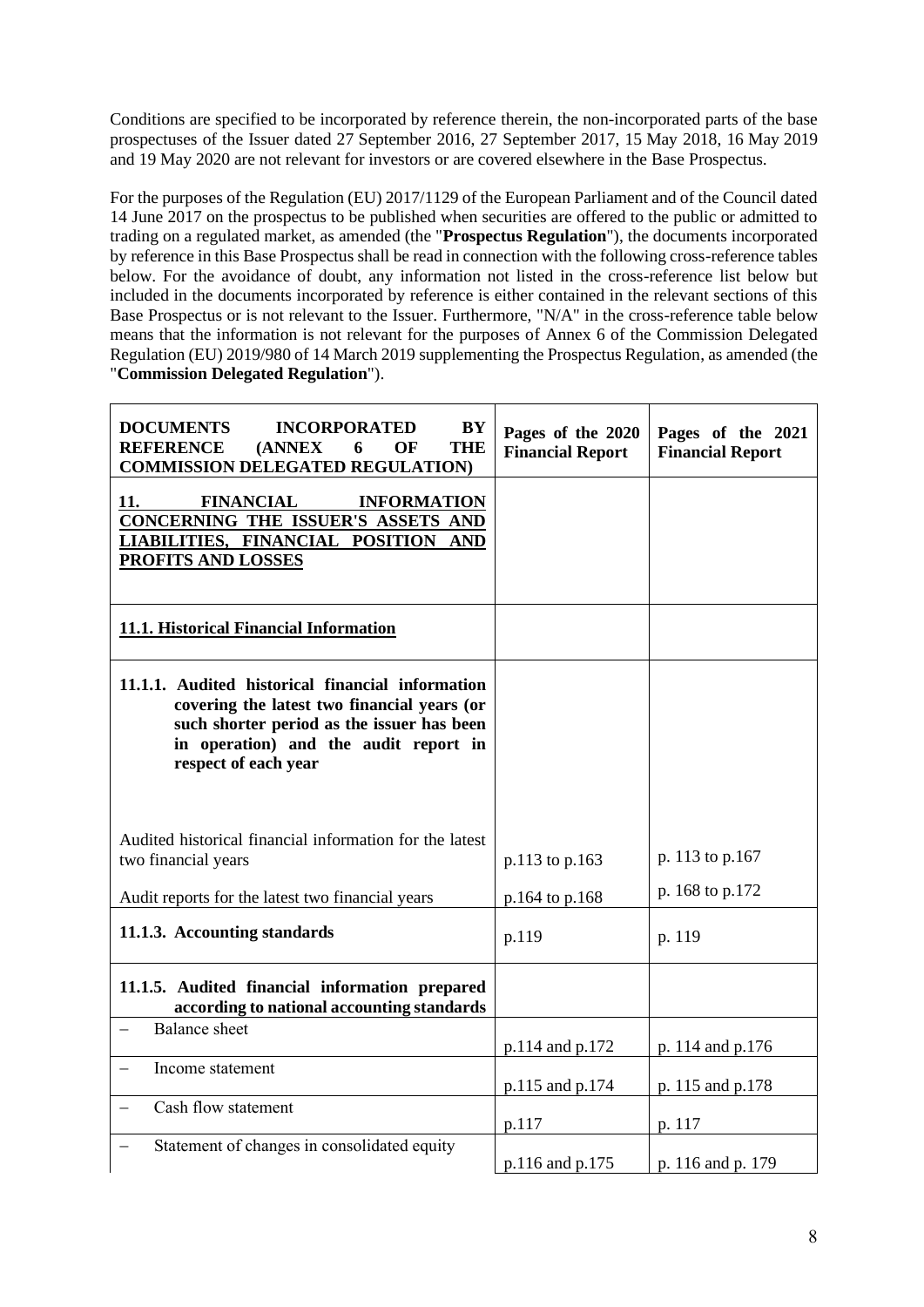Conditions are specified to be incorporated by reference therein, the non-incorporated parts of the base prospectuses of the Issuer dated 27 September 2016, 27 September 2017, 15 May 2018, 16 May 2019 and 19 May 2020 are not relevant for investors or are covered elsewhere in the Base Prospectus.

For the purposes of the Regulation (EU) 2017/1129 of the European Parliament and of the Council dated 14 June 2017 on the prospectus to be published when securities are offered to the public or admitted to trading on a regulated market, as amended (the "**Prospectus Regulation**"), the documents incorporated by reference in this Base Prospectus shall be read in connection with the following cross-reference tables below. For the avoidance of doubt, any information not listed in the cross-reference list below but included in the documents incorporated by reference is either contained in the relevant sections of this Base Prospectus or is not relevant to the Issuer. Furthermore, "N/A" in the cross-reference table below means that the information is not relevant for the purposes of Annex 6 of the Commission Delegated Regulation (EU) 2019/980 of 14 March 2019 supplementing the Prospectus Regulation, as amended (the "**Commission Delegated Regulation**").

| **DOCUMENTS INCORPORATED BY REFERENCE (ANNEX 6 OF THE COMMISSION DELEGATED REGULATION)** | **Pages of the 2020 Financial Report** | **Pages of the 2021 Financial Report** |
|---|---|---|
| **11. FINANCIAL INFORMATION CONCERNING THE ISSUER'S ASSETS AND LIABILITIES, FINANCIAL POSITION AND PROFITS AND LOSSES** | | |
| **11.1. Historical Financial Information** | | |
| **11.1.1. Audited historical financial information covering the latest two financial years (or such shorter period as the issuer has been in operation) and the audit report in respect of each year** | | |
| Audited historical financial information for the latest two financial years | p.113 to p.163 | p. 113 to p.167 |
| Audit reports for the latest two financial years | p.164 to p.168 | p. 168 to p.172 |
| **11.1.3. Accounting standards** | p.119 | p. 119 |
| **11.1.5. Audited financial information prepared according to national accounting standards** | | |
| – Balance sheet | p.114 and p.172 | p. 114 and p.176 |
| – Income statement | p.115 and p.174 | p. 115 and p.178 |
| – Cash flow statement | p.117 | p. 117 |
| – Statement of changes in consolidated equity | p.116 and p.175 | p. 116 and p. 179 |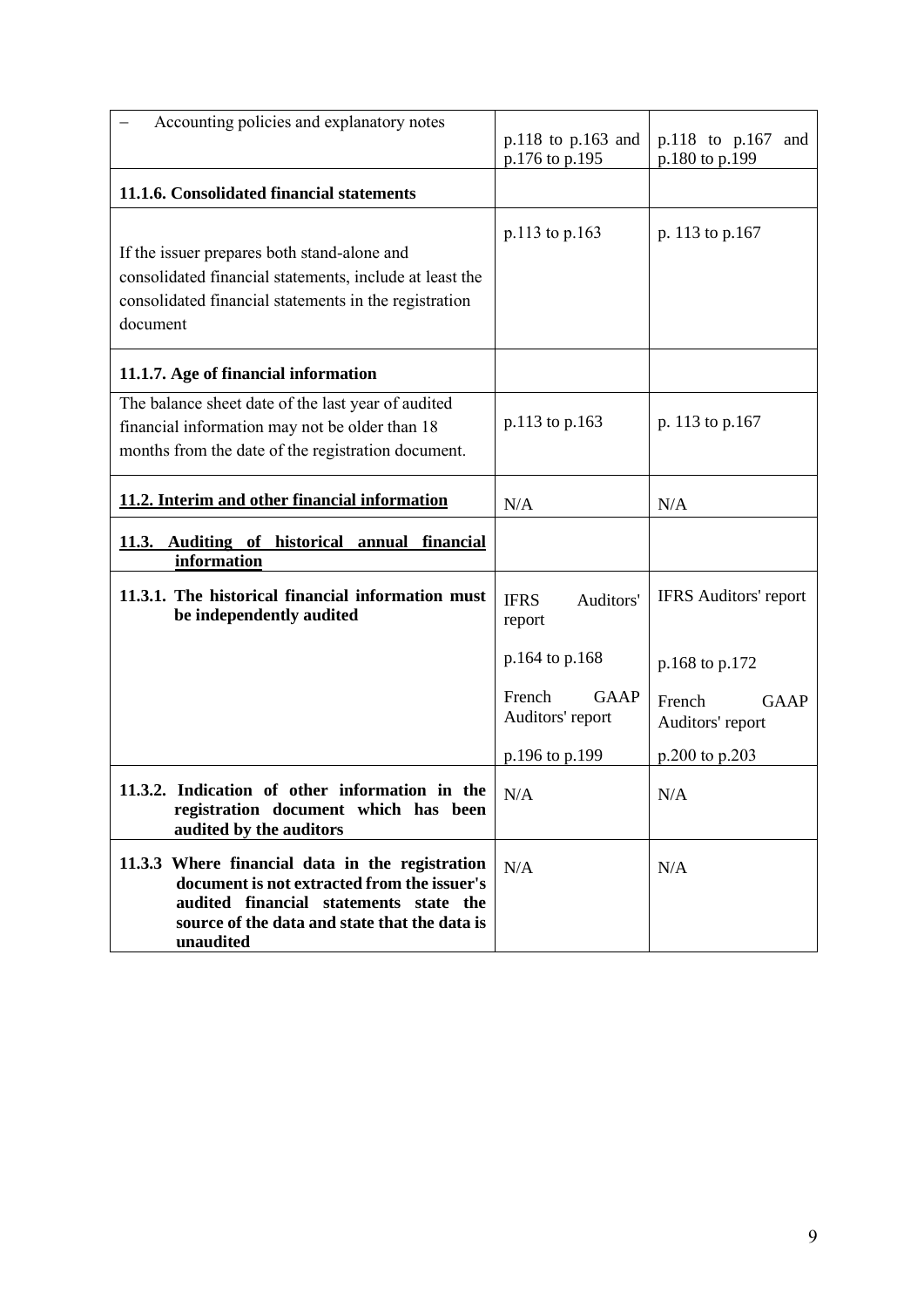| | | |
|---|---|---|
| – Accounting policies and explanatory notes | p.118 to p.163 and p.176 to p.195 | p.118 to p.167 and p.180 to p.199 |
| **11.1.6. Consolidated financial statements** | | |
| If the issuer prepares both stand-alone and consolidated financial statements, include at least the consolidated financial statements in the registration document | p.113 to p.163 | p. 113 to p.167 |
| **11.1.7. Age of financial information** | | |
| The balance sheet date of the last year of audited financial information may not be older than 18 months from the date of the registration document. | p.113 to p.163 | p. 113 to p.167 |
| **11.2. Interim and other financial information** | N/A | N/A |
| **11.3. Auditing of historical annual financial information** | | |
| **11.3.1. The historical financial information must be independently audited** | IFRS Auditors' report<br><br>p.164 to p.168<br><br>French GAAP Auditors' report<br><br>p.196 to p.199 | IFRS Auditors' report<br><br>p.168 to p.172<br><br>French GAAP Auditors' report<br><br>p.200 to p.203 |
| **11.3.2. Indication of other information in the registration document which has been audited by the auditors** | N/A | N/A |
| **11.3.3 Where financial data in the registration document is not extracted from the issuer's audited financial statements state the source of the data and state that the data is unaudited** | N/A | N/A |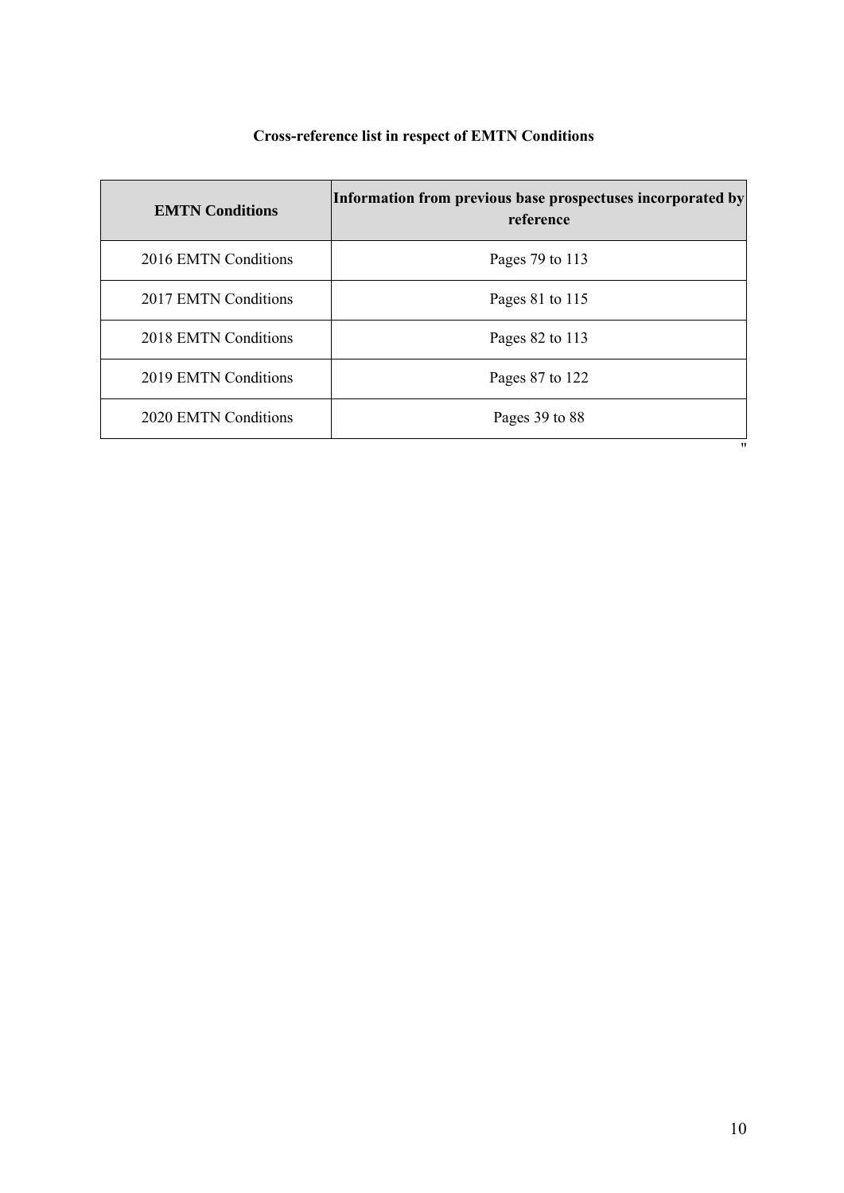**Cross-reference list in respect of EMTN Conditions**

| EMTN Conditions | Information from previous base prospectuses incorporated by reference |
| --- | --- |
| 2016 EMTN Conditions | Pages 79 to 113 |
| 2017 EMTN Conditions | Pages 81 to 115 |
| 2018 EMTN Conditions | Pages 82 to 113 |
| 2019 EMTN Conditions | Pages 87 to 122 |
| 2020 EMTN Conditions | Pages 39 to 88 |

"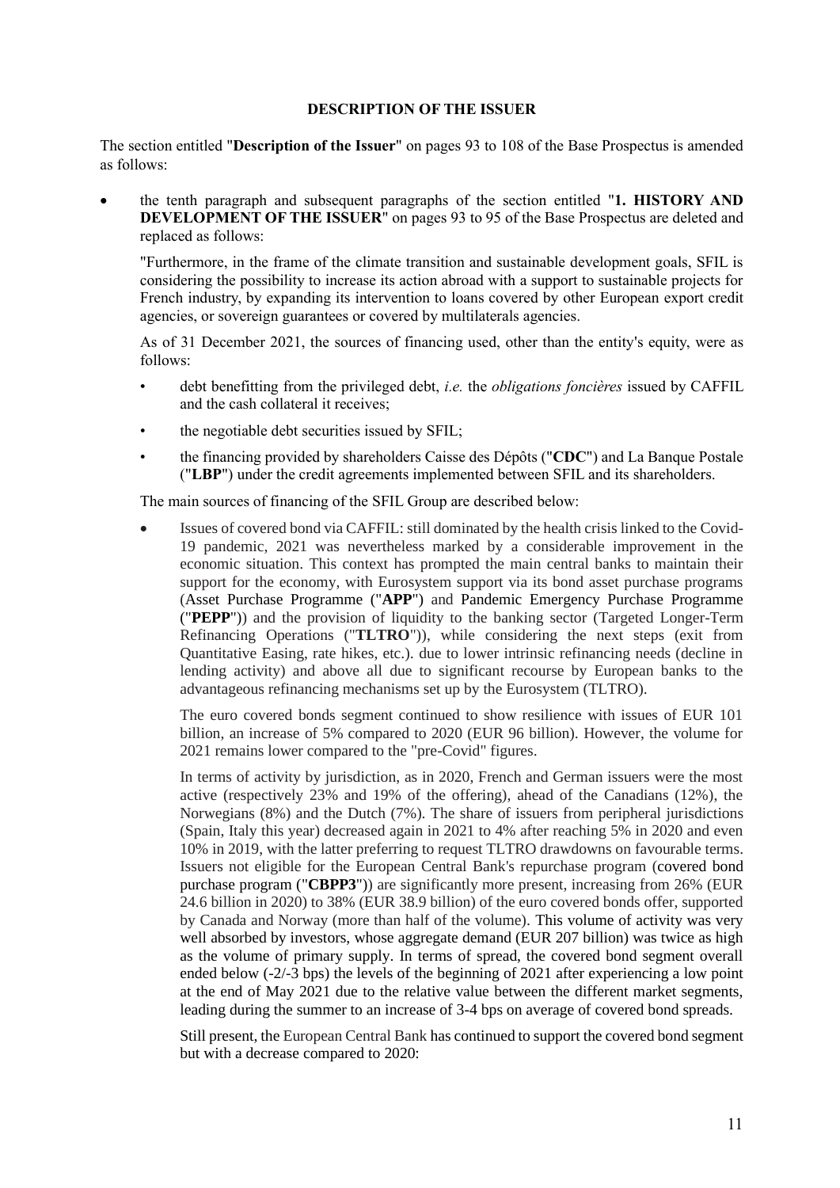## DESCRIPTION OF THE ISSUER

The section entitled "**Description of the Issuer**" on pages 93 to 108 of the Base Prospectus is amended as follows:

- the tenth paragraph and subsequent paragraphs of the section entitled "**1. HISTORY AND DEVELOPMENT OF THE ISSUER**" on pages 93 to 95 of the Base Prospectus are deleted and replaced as follows:

  "Furthermore, in the frame of the climate transition and sustainable development goals, SFIL is considering the possibility to increase its action abroad with a support to sustainable projects for French industry, by expanding its intervention to loans covered by other European export credit agencies, or sovereign guarantees or covered by multilaterals agencies.

  As of 31 December 2021, the sources of financing used, other than the entity's equity, were as follows:

  - debt benefitting from the privileged debt, *i.e.* the *obligations foncières* issued by CAFFIL and the cash collateral it receives;
  - the negotiable debt securities issued by SFIL;
  - the financing provided by shareholders Caisse des Dépôts ("**CDC**") and La Banque Postale ("**LBP**") under the credit agreements implemented between SFIL and its shareholders.

  The main sources of financing of the SFIL Group are described below:

  - Issues of covered bond via CAFFIL: still dominated by the health crisis linked to the Covid-19 pandemic, 2021 was nevertheless marked by a considerable improvement in the economic situation. This context has prompted the main central banks to maintain their support for the economy, with Eurosystem support via its bond asset purchase programs (Asset Purchase Programme ("**APP**") and Pandemic Emergency Purchase Programme ("**PEPP**")) and the provision of liquidity to the banking sector (Targeted Longer-Term Refinancing Operations ("**TLTRO**")), while considering the next steps (exit from Quantitative Easing, rate hikes, etc.). due to lower intrinsic refinancing needs (decline in lending activity) and above all due to significant recourse by European banks to the advantageous refinancing mechanisms set up by the Eurosystem (TLTRO).

    The euro covered bonds segment continued to show resilience with issues of EUR 101 billion, an increase of 5% compared to 2020 (EUR 96 billion). However, the volume for 2021 remains lower compared to the "pre-Covid" figures.

    In terms of activity by jurisdiction, as in 2020, French and German issuers were the most active (respectively 23% and 19% of the offering), ahead of the Canadians (12%), the Norwegians (8%) and the Dutch (7%). The share of issuers from peripheral jurisdictions (Spain, Italy this year) decreased again in 2021 to 4% after reaching 5% in 2020 and even 10% in 2019, with the latter preferring to request TLTRO drawdowns on favourable terms. Issuers not eligible for the European Central Bank's repurchase program (covered bond purchase program ("**CBPP3**")) are significantly more present, increasing from 26% (EUR 24.6 billion in 2020) to 38% (EUR 38.9 billion) of the euro covered bonds offer, supported by Canada and Norway (more than half of the volume). This volume of activity was very well absorbed by investors, whose aggregate demand (EUR 207 billion) was twice as high as the volume of primary supply. In terms of spread, the covered bond segment overall ended below (-2/-3 bps) the levels of the beginning of 2021 after experiencing a low point at the end of May 2021 due to the relative value between the different market segments, leading during the summer to an increase of 3-4 bps on average of covered bond spreads.

    Still present, the European Central Bank has continued to support the covered bond segment but with a decrease compared to 2020: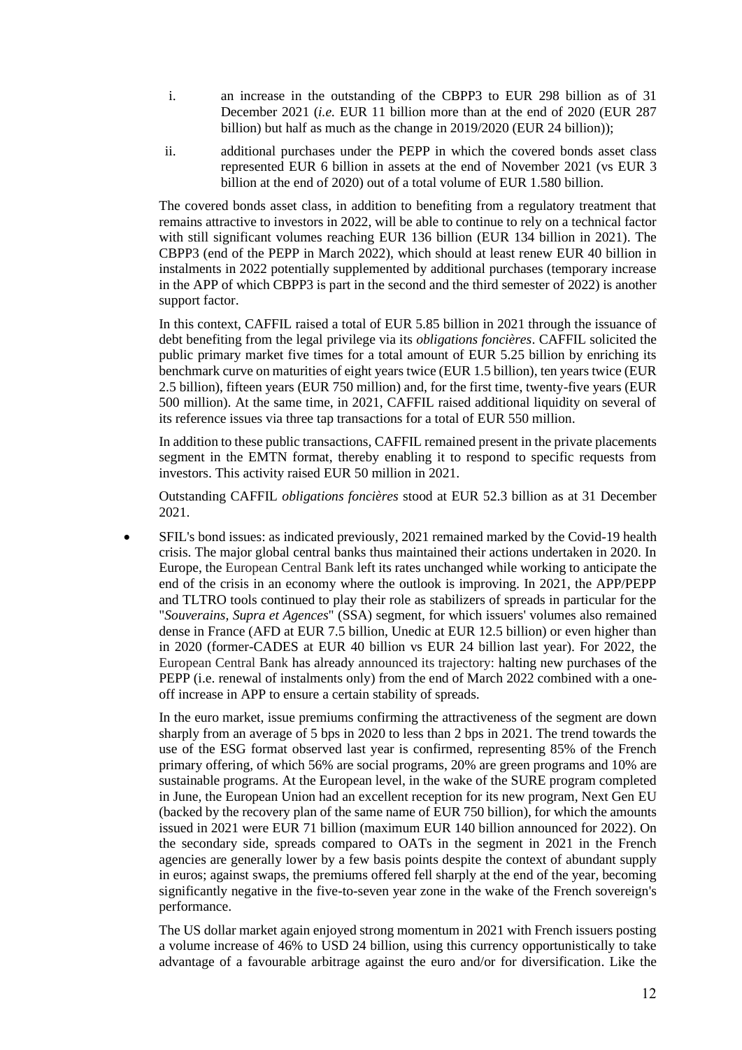i. an increase in the outstanding of the CBPP3 to EUR 298 billion as of 31 December 2021 (*i.e.* EUR 11 billion more than at the end of 2020 (EUR 287 billion) but half as much as the change in 2019/2020 (EUR 24 billion));

ii. additional purchases under the PEPP in which the covered bonds asset class represented EUR 6 billion in assets at the end of November 2021 (vs EUR 3 billion at the end of 2020) out of a total volume of EUR 1.580 billion.

The covered bonds asset class, in addition to benefiting from a regulatory treatment that remains attractive to investors in 2022, will be able to continue to rely on a technical factor with still significant volumes reaching EUR 136 billion (EUR 134 billion in 2021). The CBPP3 (end of the PEPP in March 2022), which should at least renew EUR 40 billion in instalments in 2022 potentially supplemented by additional purchases (temporary increase in the APP of which CBPP3 is part in the second and the third semester of 2022) is another support factor.

In this context, CAFFIL raised a total of EUR 5.85 billion in 2021 through the issuance of debt benefiting from the legal privilege via its *obligations foncières*. CAFFIL solicited the public primary market five times for a total amount of EUR 5.25 billion by enriching its benchmark curve on maturities of eight years twice (EUR 1.5 billion), ten years twice (EUR 2.5 billion), fifteen years (EUR 750 million) and, for the first time, twenty-five years (EUR 500 million). At the same time, in 2021, CAFFIL raised additional liquidity on several of its reference issues via three tap transactions for a total of EUR 550 million.

In addition to these public transactions, CAFFIL remained present in the private placements segment in the EMTN format, thereby enabling it to respond to specific requests from investors. This activity raised EUR 50 million in 2021.

Outstanding CAFFIL *obligations foncières* stood at EUR 52.3 billion as at 31 December 2021.

- SFIL's bond issues: as indicated previously, 2021 remained marked by the Covid-19 health crisis. The major global central banks thus maintained their actions undertaken in 2020. In Europe, the European Central Bank left its rates unchanged while working to anticipate the end of the crisis in an economy where the outlook is improving. In 2021, the APP/PEPP and TLTRO tools continued to play their role as stabilizers of spreads in particular for the "*Souverains, Supra et Agences*" (SSA) segment, for which issuers' volumes also remained dense in France (AFD at EUR 7.5 billion, Unedic at EUR 12.5 billion) or even higher than in 2020 (former-CADES at EUR 40 billion vs EUR 24 billion last year). For 2022, the European Central Bank has already announced its trajectory: halting new purchases of the PEPP (i.e. renewal of instalments only) from the end of March 2022 combined with a one-off increase in APP to ensure a certain stability of spreads.

  In the euro market, issue premiums confirming the attractiveness of the segment are down sharply from an average of 5 bps in 2020 to less than 2 bps in 2021. The trend towards the use of the ESG format observed last year is confirmed, representing 85% of the French primary offering, of which 56% are social programs, 20% are green programs and 10% are sustainable programs. At the European level, in the wake of the SURE program completed in June, the European Union had an excellent reception for its new program, Next Gen EU (backed by the recovery plan of the same name of EUR 750 billion), for which the amounts issued in 2021 were EUR 71 billion (maximum EUR 140 billion announced for 2022). On the secondary side, spreads compared to OATs in the segment in 2021 in the French agencies are generally lower by a few basis points despite the context of abundant supply in euros; against swaps, the premiums offered fell sharply at the end of the year, becoming significantly negative in the five-to-seven year zone in the wake of the French sovereign's performance.

  The US dollar market again enjoyed strong momentum in 2021 with French issuers posting a volume increase of 46% to USD 24 billion, using this currency opportunistically to take advantage of a favourable arbitrage against the euro and/or for diversification. Like the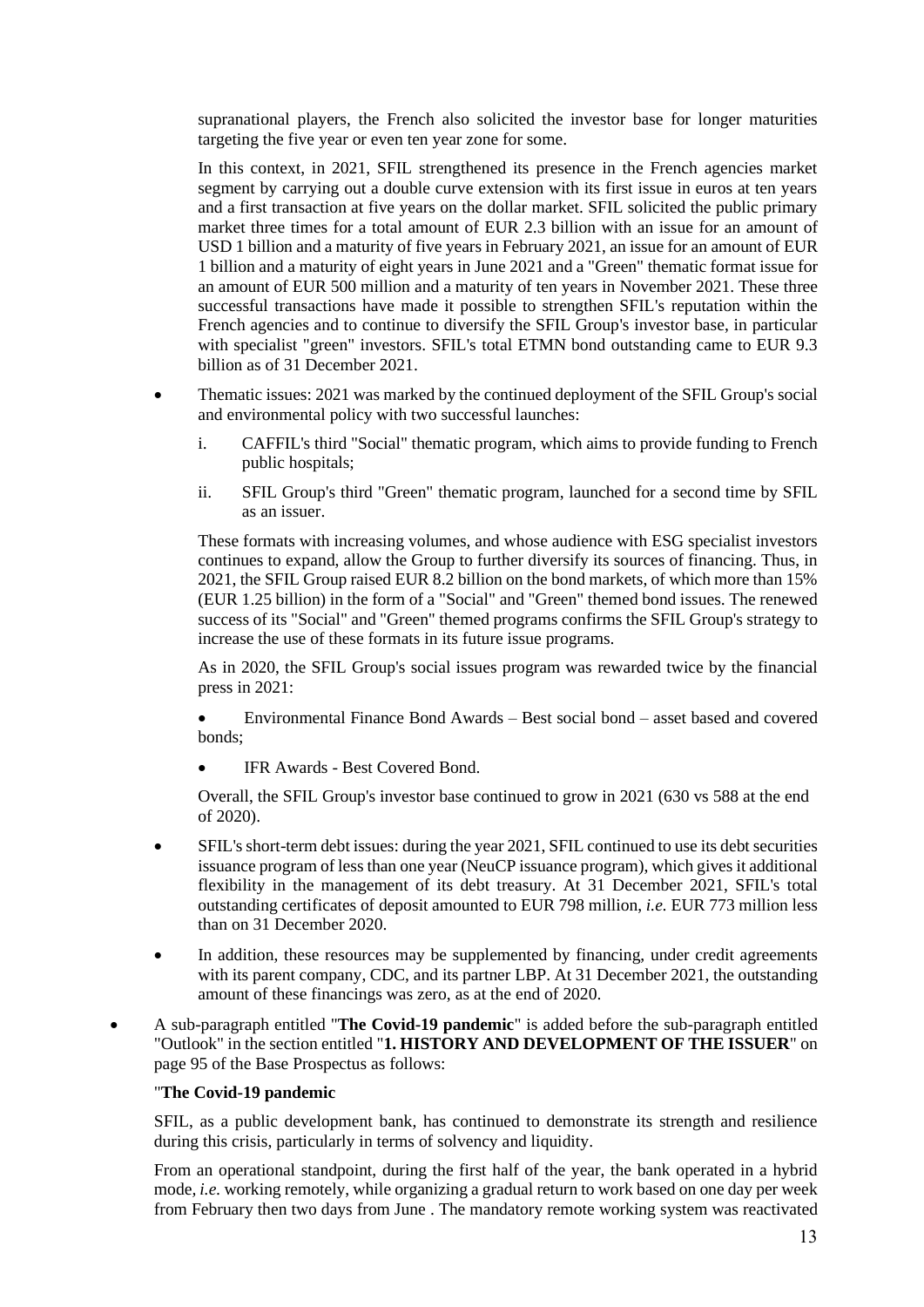supranational players, the French also solicited the investor base for longer maturities targeting the five year or even ten year zone for some.

In this context, in 2021, SFIL strengthened its presence in the French agencies market segment by carrying out a double curve extension with its first issue in euros at ten years and a first transaction at five years on the dollar market. SFIL solicited the public primary market three times for a total amount of EUR 2.3 billion with an issue for an amount of USD 1 billion and a maturity of five years in February 2021, an issue for an amount of EUR 1 billion and a maturity of eight years in June 2021 and a "Green" thematic format issue for an amount of EUR 500 million and a maturity of ten years in November 2021. These three successful transactions have made it possible to strengthen SFIL's reputation within the French agencies and to continue to diversify the SFIL Group's investor base, in particular with specialist "green" investors. SFIL's total ETMN bond outstanding came to EUR 9.3 billion as of 31 December 2021.

- Thematic issues: 2021 was marked by the continued deployment of the SFIL Group's social and environmental policy with two successful launches:

  i. CAFFIL's third "Social" thematic program, which aims to provide funding to French public hospitals;

  ii. SFIL Group's third "Green" thematic program, launched for a second time by SFIL as an issuer.

  These formats with increasing volumes, and whose audience with ESG specialist investors continues to expand, allow the Group to further diversify its sources of financing. Thus, in 2021, the SFIL Group raised EUR 8.2 billion on the bond markets, of which more than 15% (EUR 1.25 billion) in the form of a "Social" and "Green" themed bond issues. The renewed success of its "Social" and "Green" themed programs confirms the SFIL Group's strategy to increase the use of these formats in its future issue programs.

  As in 2020, the SFIL Group's social issues program was rewarded twice by the financial press in 2021:

  - Environmental Finance Bond Awards – Best social bond – asset based and covered bonds;
  - IFR Awards - Best Covered Bond.

  Overall, the SFIL Group's investor base continued to grow in 2021 (630 vs 588 at the end of 2020).

- SFIL's short-term debt issues: during the year 2021, SFIL continued to use its debt securities issuance program of less than one year (NeuCP issuance program), which gives it additional flexibility in the management of its debt treasury. At 31 December 2021, SFIL's total outstanding certificates of deposit amounted to EUR 798 million, *i.e.* EUR 773 million less than on 31 December 2020.

- In addition, these resources may be supplemented by financing, under credit agreements with its parent company, CDC, and its partner LBP. At 31 December 2021, the outstanding amount of these financings was zero, as at the end of 2020.

- A sub-paragraph entitled "**The Covid-19 pandemic**" is added before the sub-paragraph entitled "Outlook" in the section entitled "**1. HISTORY AND DEVELOPMENT OF THE ISSUER**" on page 95 of the Base Prospectus as follows:

"**The Covid-19 pandemic**

SFIL, as a public development bank, has continued to demonstrate its strength and resilience during this crisis, particularly in terms of solvency and liquidity.

From an operational standpoint, during the first half of the year, the bank operated in a hybrid mode, *i.e.* working remotely, while organizing a gradual return to work based on one day per week from February then two days from June . The mandatory remote working system was reactivated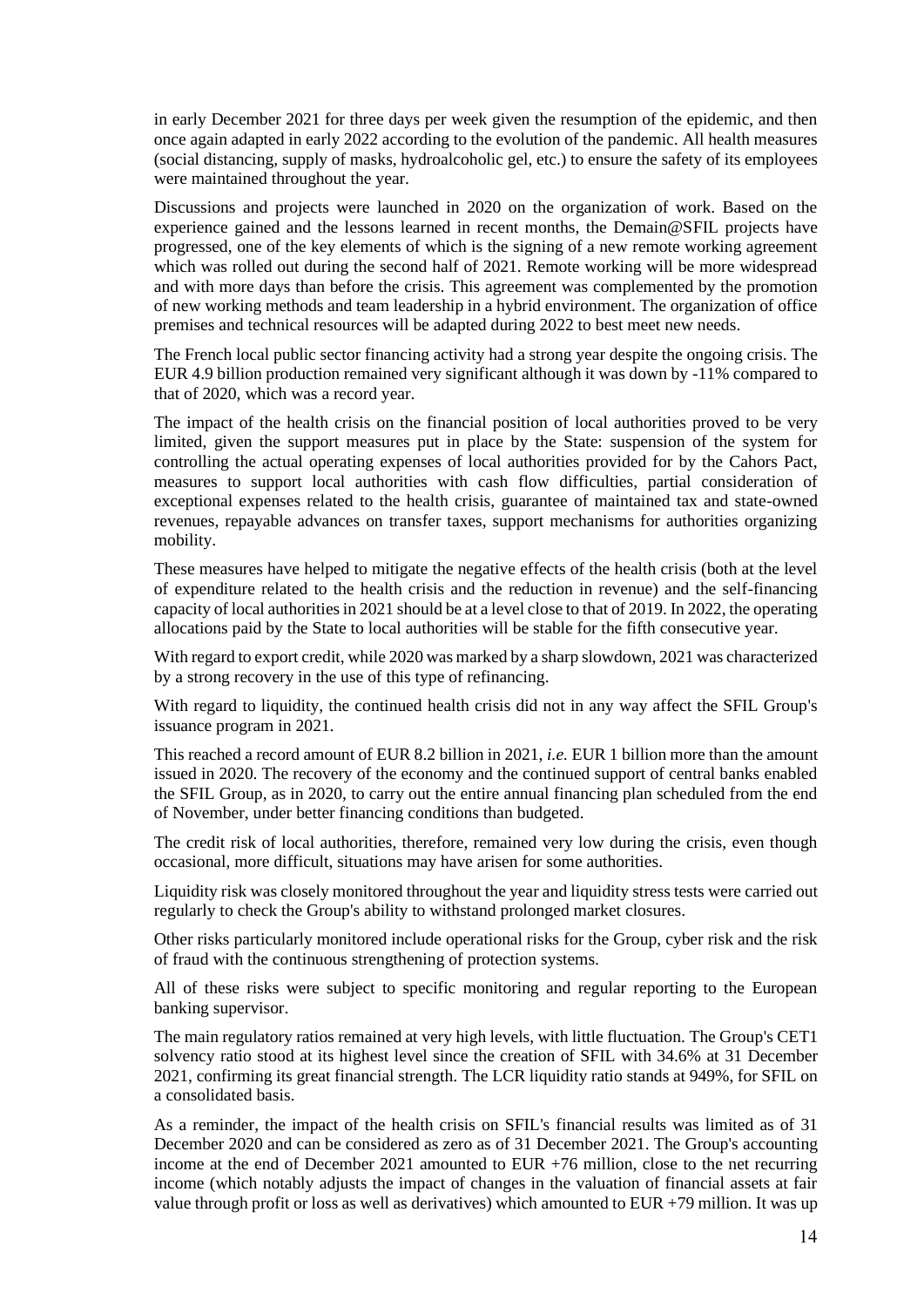in early December 2021 for three days per week given the resumption of the epidemic, and then once again adapted in early 2022 according to the evolution of the pandemic. All health measures (social distancing, supply of masks, hydroalcoholic gel, etc.) to ensure the safety of its employees were maintained throughout the year.

Discussions and projects were launched in 2020 on the organization of work. Based on the experience gained and the lessons learned in recent months, the Demain@SFIL projects have progressed, one of the key elements of which is the signing of a new remote working agreement which was rolled out during the second half of 2021. Remote working will be more widespread and with more days than before the crisis. This agreement was complemented by the promotion of new working methods and team leadership in a hybrid environment. The organization of office premises and technical resources will be adapted during 2022 to best meet new needs.

The French local public sector financing activity had a strong year despite the ongoing crisis. The EUR 4.9 billion production remained very significant although it was down by -11% compared to that of 2020, which was a record year.

The impact of the health crisis on the financial position of local authorities proved to be very limited, given the support measures put in place by the State: suspension of the system for controlling the actual operating expenses of local authorities provided for by the Cahors Pact, measures to support local authorities with cash flow difficulties, partial consideration of exceptional expenses related to the health crisis, guarantee of maintained tax and state-owned revenues, repayable advances on transfer taxes, support mechanisms for authorities organizing mobility.

These measures have helped to mitigate the negative effects of the health crisis (both at the level of expenditure related to the health crisis and the reduction in revenue) and the self-financing capacity of local authorities in 2021 should be at a level close to that of 2019. In 2022, the operating allocations paid by the State to local authorities will be stable for the fifth consecutive year.

With regard to export credit, while 2020 was marked by a sharp slowdown, 2021 was characterized by a strong recovery in the use of this type of refinancing.

With regard to liquidity, the continued health crisis did not in any way affect the SFIL Group's issuance program in 2021.

This reached a record amount of EUR 8.2 billion in 2021, *i.e.* EUR 1 billion more than the amount issued in 2020. The recovery of the economy and the continued support of central banks enabled the SFIL Group, as in 2020, to carry out the entire annual financing plan scheduled from the end of November, under better financing conditions than budgeted.

The credit risk of local authorities, therefore, remained very low during the crisis, even though occasional, more difficult, situations may have arisen for some authorities.

Liquidity risk was closely monitored throughout the year and liquidity stress tests were carried out regularly to check the Group's ability to withstand prolonged market closures.

Other risks particularly monitored include operational risks for the Group, cyber risk and the risk of fraud with the continuous strengthening of protection systems.

All of these risks were subject to specific monitoring and regular reporting to the European banking supervisor.

The main regulatory ratios remained at very high levels, with little fluctuation. The Group's CET1 solvency ratio stood at its highest level since the creation of SFIL with 34.6% at 31 December 2021, confirming its great financial strength. The LCR liquidity ratio stands at 949%, for SFIL on a consolidated basis.

As a reminder, the impact of the health crisis on SFIL's financial results was limited as of 31 December 2020 and can be considered as zero as of 31 December 2021. The Group's accounting income at the end of December 2021 amounted to EUR +76 million, close to the net recurring income (which notably adjusts the impact of changes in the valuation of financial assets at fair value through profit or loss as well as derivatives) which amounted to EUR +79 million. It was up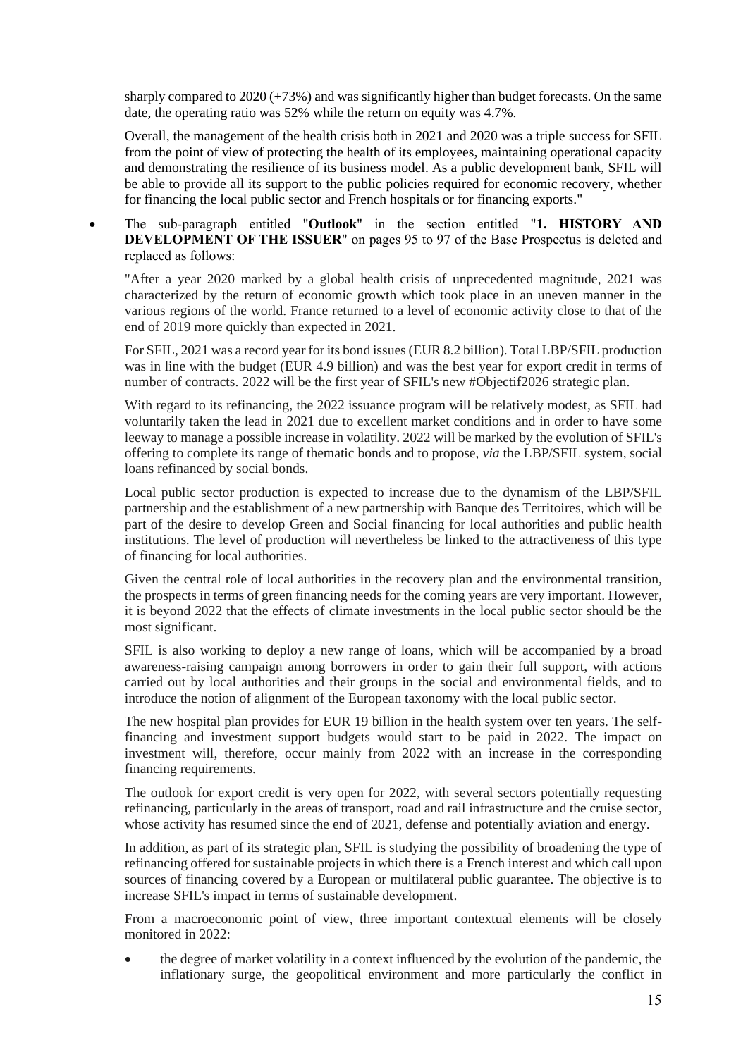sharply compared to 2020 (+73%) and was significantly higher than budget forecasts. On the same date, the operating ratio was 52% while the return on equity was 4.7%.

Overall, the management of the health crisis both in 2021 and 2020 was a triple success for SFIL from the point of view of protecting the health of its employees, maintaining operational capacity and demonstrating the resilience of its business model. As a public development bank, SFIL will be able to provide all its support to the public policies required for economic recovery, whether for financing the local public sector and French hospitals or for financing exports."

- The sub-paragraph entitled "**Outlook**" in the section entitled "**1. HISTORY AND DEVELOPMENT OF THE ISSUER**" on pages 95 to 97 of the Base Prospectus is deleted and replaced as follows:

"After a year 2020 marked by a global health crisis of unprecedented magnitude, 2021 was characterized by the return of economic growth which took place in an uneven manner in the various regions of the world. France returned to a level of economic activity close to that of the end of 2019 more quickly than expected in 2021.

For SFIL, 2021 was a record year for its bond issues (EUR 8.2 billion). Total LBP/SFIL production was in line with the budget (EUR 4.9 billion) and was the best year for export credit in terms of number of contracts. 2022 will be the first year of SFIL's new #Objectif2026 strategic plan.

With regard to its refinancing, the 2022 issuance program will be relatively modest, as SFIL had voluntarily taken the lead in 2021 due to excellent market conditions and in order to have some leeway to manage a possible increase in volatility. 2022 will be marked by the evolution of SFIL's offering to complete its range of thematic bonds and to propose, *via* the LBP/SFIL system, social loans refinanced by social bonds.

Local public sector production is expected to increase due to the dynamism of the LBP/SFIL partnership and the establishment of a new partnership with Banque des Territoires, which will be part of the desire to develop Green and Social financing for local authorities and public health institutions. The level of production will nevertheless be linked to the attractiveness of this type of financing for local authorities.

Given the central role of local authorities in the recovery plan and the environmental transition, the prospects in terms of green financing needs for the coming years are very important. However, it is beyond 2022 that the effects of climate investments in the local public sector should be the most significant.

SFIL is also working to deploy a new range of loans, which will be accompanied by a broad awareness-raising campaign among borrowers in order to gain their full support, with actions carried out by local authorities and their groups in the social and environmental fields, and to introduce the notion of alignment of the European taxonomy with the local public sector.

The new hospital plan provides for EUR 19 billion in the health system over ten years. The self-financing and investment support budgets would start to be paid in 2022. The impact on investment will, therefore, occur mainly from 2022 with an increase in the corresponding financing requirements.

The outlook for export credit is very open for 2022, with several sectors potentially requesting refinancing, particularly in the areas of transport, road and rail infrastructure and the cruise sector, whose activity has resumed since the end of 2021, defense and potentially aviation and energy.

In addition, as part of its strategic plan, SFIL is studying the possibility of broadening the type of refinancing offered for sustainable projects in which there is a French interest and which call upon sources of financing covered by a European or multilateral public guarantee. The objective is to increase SFIL's impact in terms of sustainable development.

From a macroeconomic point of view, three important contextual elements will be closely monitored in 2022:

- the degree of market volatility in a context influenced by the evolution of the pandemic, the inflationary surge, the geopolitical environment and more particularly the conflict in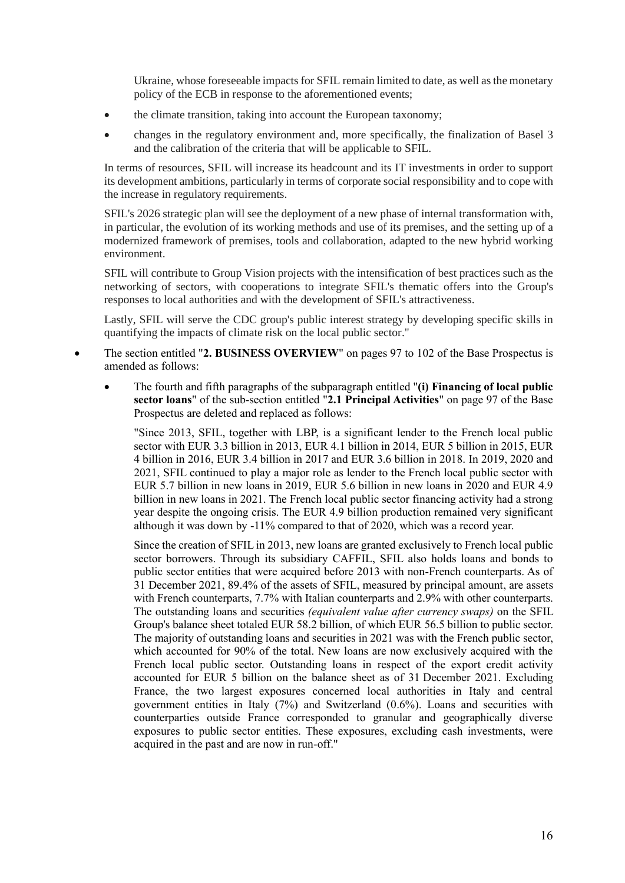Ukraine, whose foreseeable impacts for SFIL remain limited to date, as well as the monetary policy of the ECB in response to the aforementioned events;

- the climate transition, taking into account the European taxonomy;
- changes in the regulatory environment and, more specifically, the finalization of Basel 3 and the calibration of the criteria that will be applicable to SFIL.

In terms of resources, SFIL will increase its headcount and its IT investments in order to support its development ambitions, particularly in terms of corporate social responsibility and to cope with the increase in regulatory requirements.

SFIL's 2026 strategic plan will see the deployment of a new phase of internal transformation with, in particular, the evolution of its working methods and use of its premises, and the setting up of a modernized framework of premises, tools and collaboration, adapted to the new hybrid working environment.

SFIL will contribute to Group Vision projects with the intensification of best practices such as the networking of sectors, with cooperations to integrate SFIL's thematic offers into the Group's responses to local authorities and with the development of SFIL's attractiveness.

Lastly, SFIL will serve the CDC group's public interest strategy by developing specific skills in quantifying the impacts of climate risk on the local public sector."

- The section entitled "**2. BUSINESS OVERVIEW**" on pages 97 to 102 of the Base Prospectus is amended as follows:
  - The fourth and fifth paragraphs of the subparagraph entitled "**(i) Financing of local public sector loans**" of the sub-section entitled "**2.1 Principal Activities**" on page 97 of the Base Prospectus are deleted and replaced as follows:

    "Since 2013, SFIL, together with LBP, is a significant lender to the French local public sector with EUR 3.3 billion in 2013, EUR 4.1 billion in 2014, EUR 5 billion in 2015, EUR 4 billion in 2016, EUR 3.4 billion in 2017 and EUR 3.6 billion in 2018. In 2019, 2020 and 2021, SFIL continued to play a major role as lender to the French local public sector with EUR 5.7 billion in new loans in 2019, EUR 5.6 billion in new loans in 2020 and EUR 4.9 billion in new loans in 2021. The French local public sector financing activity had a strong year despite the ongoing crisis. The EUR 4.9 billion production remained very significant although it was down by -11% compared to that of 2020, which was a record year.

    Since the creation of SFIL in 2013, new loans are granted exclusively to French local public sector borrowers. Through its subsidiary CAFFIL, SFIL also holds loans and bonds to public sector entities that were acquired before 2013 with non-French counterparts. As of 31 December 2021, 89.4% of the assets of SFIL, measured by principal amount, are assets with French counterparts, 7.7% with Italian counterparts and 2.9% with other counterparts. The outstanding loans and securities *(equivalent value after currency swaps)* on the SFIL Group's balance sheet totaled EUR 58.2 billion, of which EUR 56.5 billion to public sector. The majority of outstanding loans and securities in 2021 was with the French public sector, which accounted for 90% of the total. New loans are now exclusively acquired with the French local public sector. Outstanding loans in respect of the export credit activity accounted for EUR 5 billion on the balance sheet as of 31 December 2021. Excluding France, the two largest exposures concerned local authorities in Italy and central government entities in Italy (7%) and Switzerland (0.6%). Loans and securities with counterparties outside France corresponded to granular and geographically diverse exposures to public sector entities. These exposures, excluding cash investments, were acquired in the past and are now in run-off."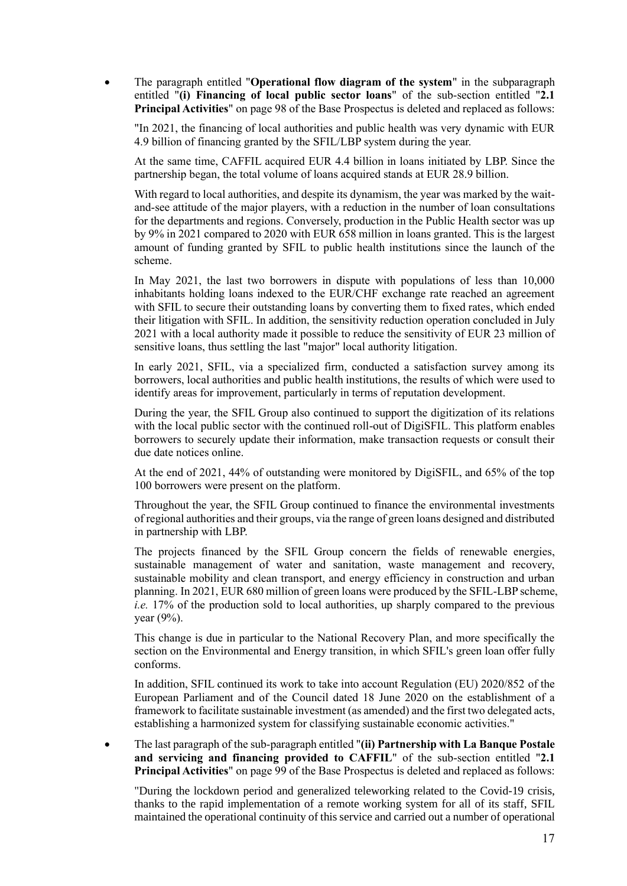- The paragraph entitled "**Operational flow diagram of the system**" in the subparagraph entitled "**(i) Financing of local public sector loans**" of the sub-section entitled "**2.1 Principal Activities**" on page 98 of the Base Prospectus is deleted and replaced as follows:

  "In 2021, the financing of local authorities and public health was very dynamic with EUR 4.9 billion of financing granted by the SFIL/LBP system during the year.

  At the same time, CAFFIL acquired EUR 4.4 billion in loans initiated by LBP. Since the partnership began, the total volume of loans acquired stands at EUR 28.9 billion.

  With regard to local authorities, and despite its dynamism, the year was marked by the wait-and-see attitude of the major players, with a reduction in the number of loan consultations for the departments and regions. Conversely, production in the Public Health sector was up by 9% in 2021 compared to 2020 with EUR 658 million in loans granted. This is the largest amount of funding granted by SFIL to public health institutions since the launch of the scheme.

  In May 2021, the last two borrowers in dispute with populations of less than 10,000 inhabitants holding loans indexed to the EUR/CHF exchange rate reached an agreement with SFIL to secure their outstanding loans by converting them to fixed rates, which ended their litigation with SFIL. In addition, the sensitivity reduction operation concluded in July 2021 with a local authority made it possible to reduce the sensitivity of EUR 23 million of sensitive loans, thus settling the last "major" local authority litigation.

  In early 2021, SFIL, via a specialized firm, conducted a satisfaction survey among its borrowers, local authorities and public health institutions, the results of which were used to identify areas for improvement, particularly in terms of reputation development.

  During the year, the SFIL Group also continued to support the digitization of its relations with the local public sector with the continued roll-out of DigiSFIL. This platform enables borrowers to securely update their information, make transaction requests or consult their due date notices online.

  At the end of 2021, 44% of outstanding were monitored by DigiSFIL, and 65% of the top 100 borrowers were present on the platform.

  Throughout the year, the SFIL Group continued to finance the environmental investments of regional authorities and their groups, via the range of green loans designed and distributed in partnership with LBP.

  The projects financed by the SFIL Group concern the fields of renewable energies, sustainable management of water and sanitation, waste management and recovery, sustainable mobility and clean transport, and energy efficiency in construction and urban planning. In 2021, EUR 680 million of green loans were produced by the SFIL-LBP scheme, *i.e.* 17% of the production sold to local authorities, up sharply compared to the previous year (9%).

  This change is due in particular to the National Recovery Plan, and more specifically the section on the Environmental and Energy transition, in which SFIL's green loan offer fully conforms.

  In addition, SFIL continued its work to take into account Regulation (EU) 2020/852 of the European Parliament and of the Council dated 18 June 2020 on the establishment of a framework to facilitate sustainable investment (as amended) and the first two delegated acts, establishing a harmonized system for classifying sustainable economic activities."

- The last paragraph of the sub-paragraph entitled "**(ii) Partnership with La Banque Postale and servicing and financing provided to CAFFIL**" of the sub-section entitled "**2.1 Principal Activities**" on page 99 of the Base Prospectus is deleted and replaced as follows:

  "During the lockdown period and generalized teleworking related to the Covid-19 crisis, thanks to the rapid implementation of a remote working system for all of its staff, SFIL maintained the operational continuity of this service and carried out a number of operational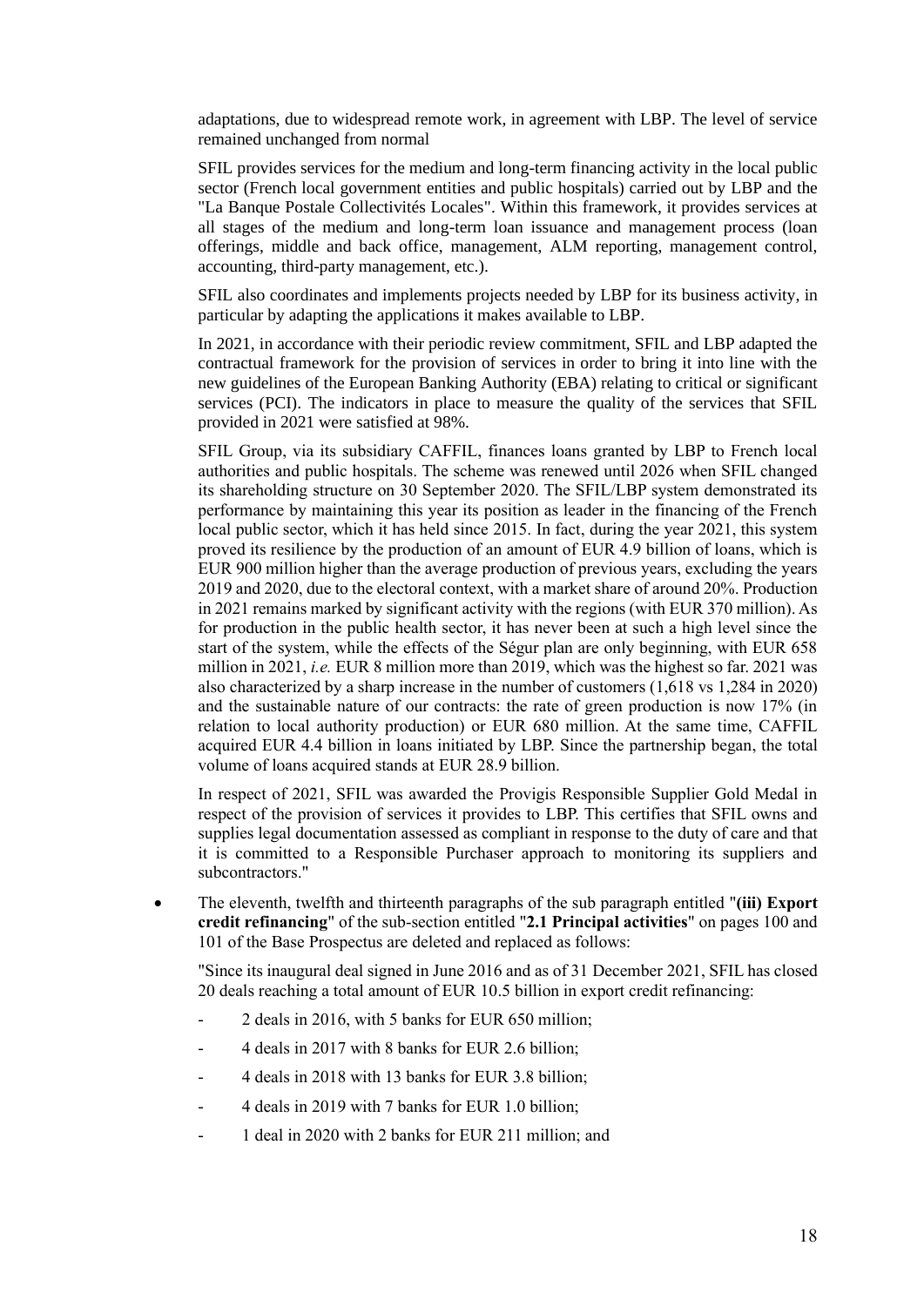adaptations, due to widespread remote work, in agreement with LBP. The level of service remained unchanged from normal

SFIL provides services for the medium and long-term financing activity in the local public sector (French local government entities and public hospitals) carried out by LBP and the "La Banque Postale Collectivités Locales". Within this framework, it provides services at all stages of the medium and long-term loan issuance and management process (loan offerings, middle and back office, management, ALM reporting, management control, accounting, third-party management, etc.).

SFIL also coordinates and implements projects needed by LBP for its business activity, in particular by adapting the applications it makes available to LBP.

In 2021, in accordance with their periodic review commitment, SFIL and LBP adapted the contractual framework for the provision of services in order to bring it into line with the new guidelines of the European Banking Authority (EBA) relating to critical or significant services (PCI). The indicators in place to measure the quality of the services that SFIL provided in 2021 were satisfied at 98%.

SFIL Group, via its subsidiary CAFFIL, finances loans granted by LBP to French local authorities and public hospitals. The scheme was renewed until 2026 when SFIL changed its shareholding structure on 30 September 2020. The SFIL/LBP system demonstrated its performance by maintaining this year its position as leader in the financing of the French local public sector, which it has held since 2015. In fact, during the year 2021, this system proved its resilience by the production of an amount of EUR 4.9 billion of loans, which is EUR 900 million higher than the average production of previous years, excluding the years 2019 and 2020, due to the electoral context, with a market share of around 20%. Production in 2021 remains marked by significant activity with the regions (with EUR 370 million). As for production in the public health sector, it has never been at such a high level since the start of the system, while the effects of the Ségur plan are only beginning, with EUR 658 million in 2021, *i.e.* EUR 8 million more than 2019, which was the highest so far. 2021 was also characterized by a sharp increase in the number of customers (1,618 vs 1,284 in 2020) and the sustainable nature of our contracts: the rate of green production is now 17% (in relation to local authority production) or EUR 680 million. At the same time, CAFFIL acquired EUR 4.4 billion in loans initiated by LBP. Since the partnership began, the total volume of loans acquired stands at EUR 28.9 billion.

In respect of 2021, SFIL was awarded the Provigis Responsible Supplier Gold Medal in respect of the provision of services it provides to LBP. This certifies that SFIL owns and supplies legal documentation assessed as compliant in response to the duty of care and that it is committed to a Responsible Purchaser approach to monitoring its suppliers and subcontractors."

- The eleventh, twelfth and thirteenth paragraphs of the sub paragraph entitled "**(iii) Export credit refinancing**" of the sub-section entitled "**2.1 Principal activities**" on pages 100 and 101 of the Base Prospectus are deleted and replaced as follows:

  "Since its inaugural deal signed in June 2016 and as of 31 December 2021, SFIL has closed 20 deals reaching a total amount of EUR 10.5 billion in export credit refinancing:

  - 2 deals in 2016, with 5 banks for EUR 650 million;
  - 4 deals in 2017 with 8 banks for EUR 2.6 billion;
  - 4 deals in 2018 with 13 banks for EUR 3.8 billion;
  - 4 deals in 2019 with 7 banks for EUR 1.0 billion;
  - 1 deal in 2020 with 2 banks for EUR 211 million; and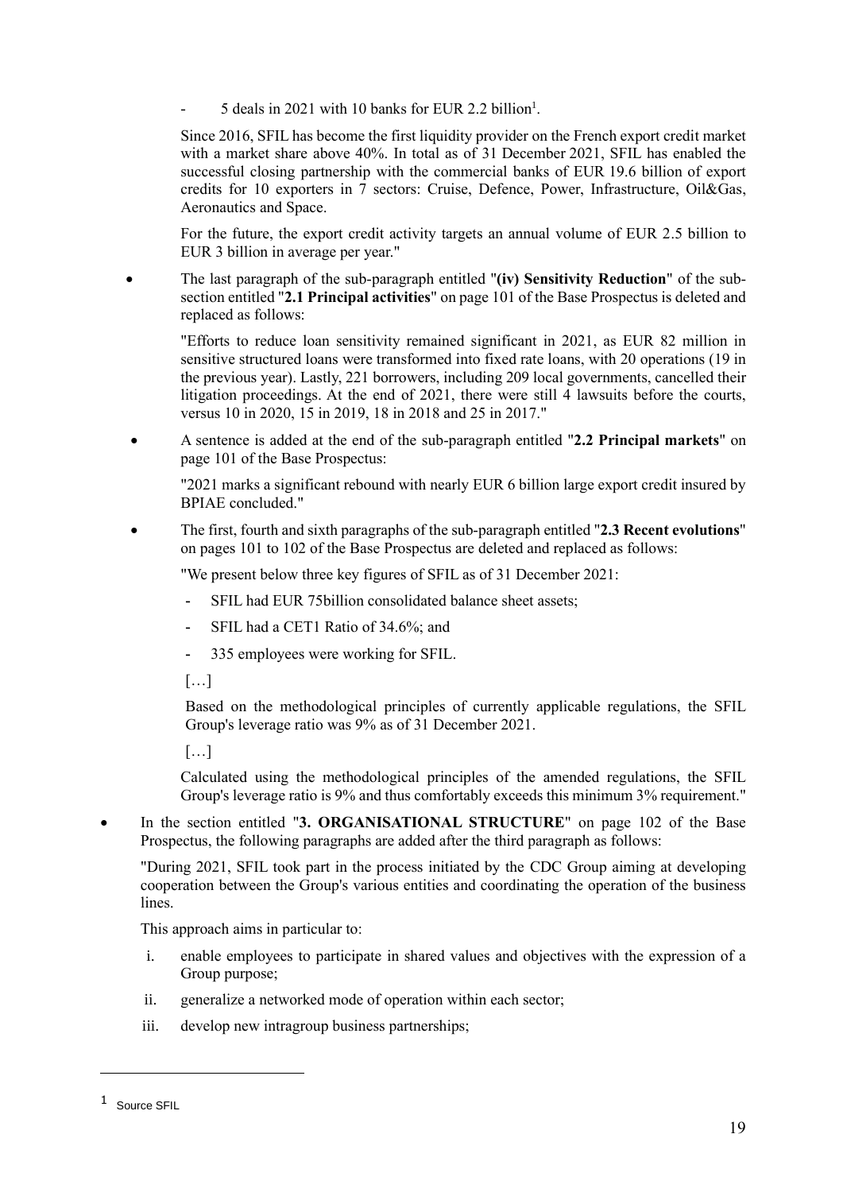- 5 deals in 2021 with 10 banks for EUR 2.2 billion[1].

Since 2016, SFIL has become the first liquidity provider on the French export credit market with a market share above 40%. In total as of 31 December 2021, SFIL has enabled the successful closing partnership with the commercial banks of EUR 19.6 billion of export credits for 10 exporters in 7 sectors: Cruise, Defence, Power, Infrastructure, Oil&Gas, Aeronautics and Space.

For the future, the export credit activity targets an annual volume of EUR 2.5 billion to EUR 3 billion in average per year."

- The last paragraph of the sub-paragraph entitled "**(iv) Sensitivity Reduction**" of the sub-section entitled "**2.1 Principal activities**" on page 101 of the Base Prospectus is deleted and replaced as follows:

  "Efforts to reduce loan sensitivity remained significant in 2021, as EUR 82 million in sensitive structured loans were transformed into fixed rate loans, with 20 operations (19 in the previous year). Lastly, 221 borrowers, including 209 local governments, cancelled their litigation proceedings. At the end of 2021, there were still 4 lawsuits before the courts, versus 10 in 2020, 15 in 2019, 18 in 2018 and 25 in 2017."

- A sentence is added at the end of the sub-paragraph entitled "**2.2 Principal markets**" on page 101 of the Base Prospectus:

  "2021 marks a significant rebound with nearly EUR 6 billion large export credit insured by BPIAE concluded."

- The first, fourth and sixth paragraphs of the sub-paragraph entitled "**2.3 Recent evolutions**" on pages 101 to 102 of the Base Prospectus are deleted and replaced as follows:

  "We present below three key figures of SFIL as of 31 December 2021:

  - SFIL had EUR 75billion consolidated balance sheet assets;
  - SFIL had a CET1 Ratio of 34.6%; and
  - 335 employees were working for SFIL.

  […]

  Based on the methodological principles of currently applicable regulations, the SFIL Group's leverage ratio was 9% as of 31 December 2021.

  […]

  Calculated using the methodological principles of the amended regulations, the SFIL Group's leverage ratio is 9% and thus comfortably exceeds this minimum 3% requirement."

- In the section entitled "**3. ORGANISATIONAL STRUCTURE**" on page 102 of the Base Prospectus, the following paragraphs are added after the third paragraph as follows:

  "During 2021, SFIL took part in the process initiated by the CDC Group aiming at developing cooperation between the Group's various entities and coordinating the operation of the business lines.

  This approach aims in particular to:

  i. enable employees to participate in shared values and objectives with the expression of a Group purpose;
  ii. generalize a networked mode of operation within each sector;
  iii. develop new intragroup business partnerships;

[1] Source SFIL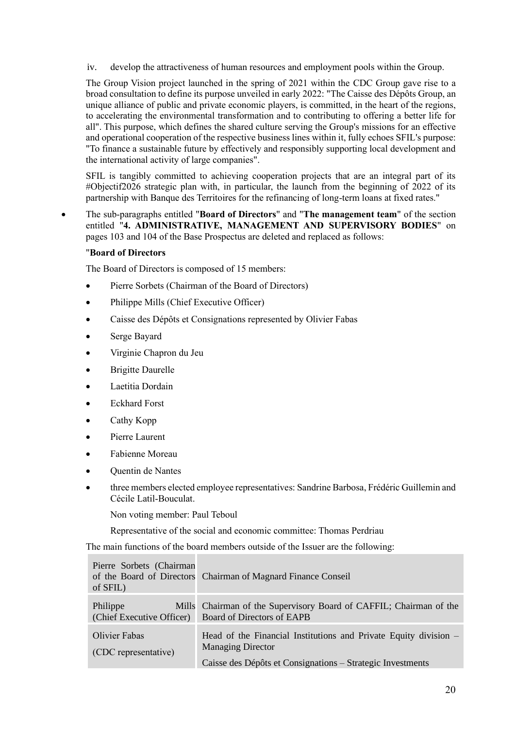iv. develop the attractiveness of human resources and employment pools within the Group.

The Group Vision project launched in the spring of 2021 within the CDC Group gave rise to a broad consultation to define its purpose unveiled in early 2022: "The Caisse des Dépôts Group, an unique alliance of public and private economic players, is committed, in the heart of the regions, to accelerating the environmental transformation and to contributing to offering a better life for all". This purpose, which defines the shared culture serving the Group's missions for an effective and operational cooperation of the respective business lines within it, fully echoes SFIL's purpose: "To finance a sustainable future by effectively and responsibly supporting local development and the international activity of large companies".

SFIL is tangibly committed to achieving cooperation projects that are an integral part of its #Objectif2026 strategic plan with, in particular, the launch from the beginning of 2022 of its partnership with Banque des Territoires for the refinancing of long-term loans at fixed rates."

- The sub-paragraphs entitled "**Board of Directors**" and "**The management team**" of the section entitled "**4. ADMINISTRATIVE, MANAGEMENT AND SUPERVISORY BODIES**" on pages 103 and 104 of the Base Prospectus are deleted and replaced as follows:

"**Board of Directors**

The Board of Directors is composed of 15 members:

- Pierre Sorbets (Chairman of the Board of Directors)
- Philippe Mills (Chief Executive Officer)
- Caisse des Dépôts et Consignations represented by Olivier Fabas
- Serge Bayard
- Virginie Chapron du Jeu
- Brigitte Daurelle
- Laetitia Dordain
- Eckhard Forst
- Cathy Kopp
- Pierre Laurent
- Fabienne Moreau
- Quentin de Nantes
- three members elected employee representatives: Sandrine Barbosa, Frédéric Guillemin and Cécile Latil-Bouculat.

  Non voting member: Paul Teboul

  Representative of the social and economic committee: Thomas Perdriau

The main functions of the board members outside of the Issuer are the following:

| | |
|---|---|
| Pierre Sorbets (Chairman of the Board of Directors of SFIL) | Chairman of Magnard Finance Conseil |
| Philippe Mills (Chief Executive Officer) | Chairman of the Supervisory Board of CAFFIL; Chairman of the Board of Directors of EAPB |
| Olivier Fabas<br>(CDC representative) | Head of the Financial Institutions and Private Equity division – Managing Director<br>Caisse des Dépôts et Consignations – Strategic Investments |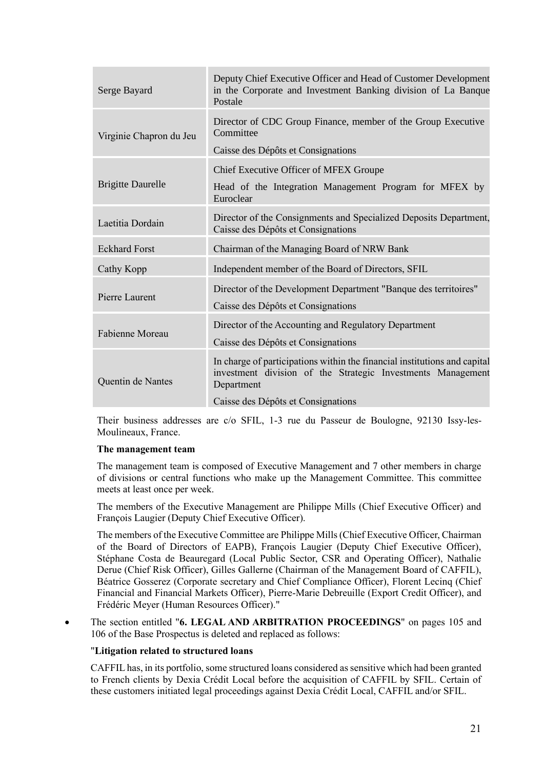| | |
|---|---|
| Serge Bayard | Deputy Chief Executive Officer and Head of Customer Development in the Corporate and Investment Banking division of La Banque Postale |
| Virginie Chapron du Jeu | Director of CDC Group Finance, member of the Group Executive Committee<br>Caisse des Dépôts et Consignations |
| Brigitte Daurelle | Chief Executive Officer of MFEX Groupe<br>Head of the Integration Management Program for MFEX by Euroclear |
| Laetitia Dordain | Director of the Consignments and Specialized Deposits Department, Caisse des Dépôts et Consignations |
| Eckhard Forst | Chairman of the Managing Board of NRW Bank |
| Cathy Kopp | Independent member of the Board of Directors, SFIL |
| Pierre Laurent | Director of the Development Department "Banque des territoires"<br>Caisse des Dépôts et Consignations |
| Fabienne Moreau | Director of the Accounting and Regulatory Department<br>Caisse des Dépôts et Consignations |
| Quentin de Nantes | In charge of participations within the financial institutions and capital investment division of the Strategic Investments Management Department<br>Caisse des Dépôts et Consignations |

Their business addresses are c/o SFIL, 1-3 rue du Passeur de Boulogne, 92130 Issy-les-Moulineaux, France.

**The management team**

The management team is composed of Executive Management and 7 other members in charge of divisions or central functions who make up the Management Committee. This committee meets at least once per week.

The members of the Executive Management are Philippe Mills (Chief Executive Officer) and François Laugier (Deputy Chief Executive Officer).

The members of the Executive Committee are Philippe Mills (Chief Executive Officer, Chairman of the Board of Directors of EAPB), François Laugier (Deputy Chief Executive Officer), Stéphane Costa de Beauregard (Local Public Sector, CSR and Operating Officer), Nathalie Derue (Chief Risk Officer), Gilles Gallerne (Chairman of the Management Board of CAFFIL), Béatrice Gosserez (Corporate secretary and Chief Compliance Officer), Florent Lecinq (Chief Financial and Financial Markets Officer), Pierre-Marie Debreuille (Export Credit Officer), and Frédéric Meyer (Human Resources Officer)."

- The section entitled "**6. LEGAL AND ARBITRATION PROCEEDINGS**" on pages 105 and 106 of the Base Prospectus is deleted and replaced as follows:

"**Litigation related to structured loans**

CAFFIL has, in its portfolio, some structured loans considered as sensitive which had been granted to French clients by Dexia Crédit Local before the acquisition of CAFFIL by SFIL. Certain of these customers initiated legal proceedings against Dexia Crédit Local, CAFFIL and/or SFIL.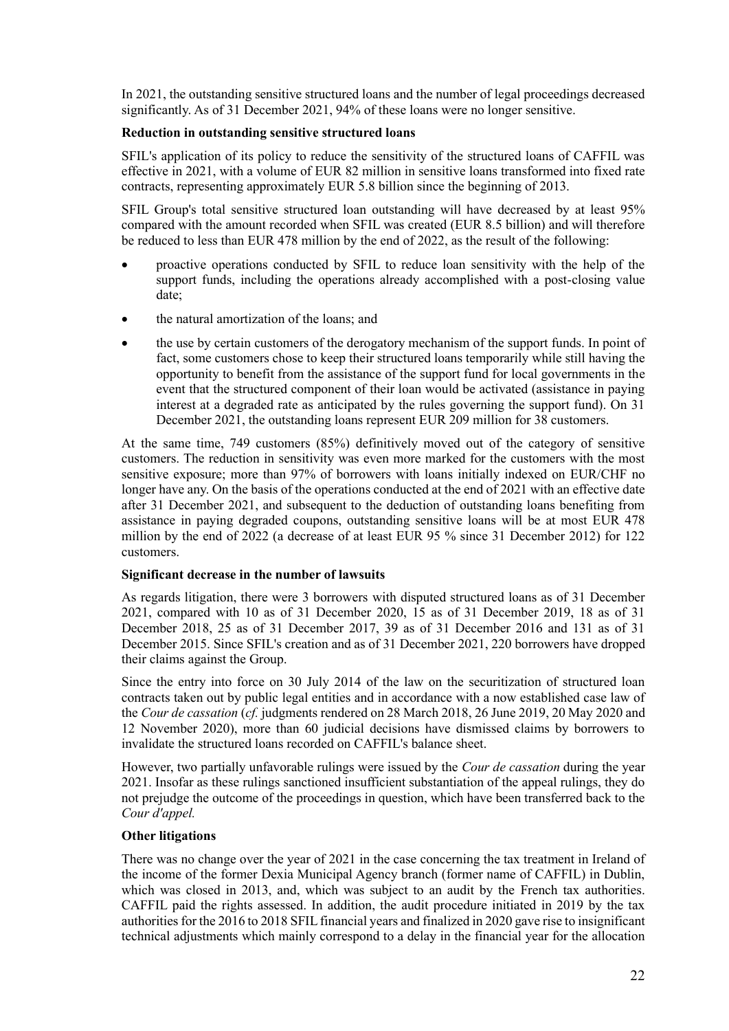In 2021, the outstanding sensitive structured loans and the number of legal proceedings decreased significantly. As of 31 December 2021, 94% of these loans were no longer sensitive.

**Reduction in outstanding sensitive structured loans**

SFIL's application of its policy to reduce the sensitivity of the structured loans of CAFFIL was effective in 2021, with a volume of EUR 82 million in sensitive loans transformed into fixed rate contracts, representing approximately EUR 5.8 billion since the beginning of 2013.

SFIL Group's total sensitive structured loan outstanding will have decreased by at least 95% compared with the amount recorded when SFIL was created (EUR 8.5 billion) and will therefore be reduced to less than EUR 478 million by the end of 2022, as the result of the following:

- proactive operations conducted by SFIL to reduce loan sensitivity with the help of the support funds, including the operations already accomplished with a post-closing value date;
- the natural amortization of the loans; and
- the use by certain customers of the derogatory mechanism of the support funds. In point of fact, some customers chose to keep their structured loans temporarily while still having the opportunity to benefit from the assistance of the support fund for local governments in the event that the structured component of their loan would be activated (assistance in paying interest at a degraded rate as anticipated by the rules governing the support fund). On 31 December 2021, the outstanding loans represent EUR 209 million for 38 customers.

At the same time, 749 customers (85%) definitively moved out of the category of sensitive customers. The reduction in sensitivity was even more marked for the customers with the most sensitive exposure; more than 97% of borrowers with loans initially indexed on EUR/CHF no longer have any. On the basis of the operations conducted at the end of 2021 with an effective date after 31 December 2021, and subsequent to the deduction of outstanding loans benefiting from assistance in paying degraded coupons, outstanding sensitive loans will be at most EUR 478 million by the end of 2022 (a decrease of at least EUR 95 % since 31 December 2012) for 122 customers.

**Significant decrease in the number of lawsuits**

As regards litigation, there were 3 borrowers with disputed structured loans as of 31 December 2021, compared with 10 as of 31 December 2020, 15 as of 31 December 2019, 18 as of 31 December 2018, 25 as of 31 December 2017, 39 as of 31 December 2016 and 131 as of 31 December 2015. Since SFIL's creation and as of 31 December 2021, 220 borrowers have dropped their claims against the Group.

Since the entry into force on 30 July 2014 of the law on the securitization of structured loan contracts taken out by public legal entities and in accordance with a now established case law of the *Cour de cassation* (*cf.* judgments rendered on 28 March 2018, 26 June 2019, 20 May 2020 and 12 November 2020), more than 60 judicial decisions have dismissed claims by borrowers to invalidate the structured loans recorded on CAFFIL's balance sheet.

However, two partially unfavorable rulings were issued by the *Cour de cassation* during the year 2021. Insofar as these rulings sanctioned insufficient substantiation of the appeal rulings, they do not prejudge the outcome of the proceedings in question, which have been transferred back to the *Cour d'appel.*

**Other litigations**

There was no change over the year of 2021 in the case concerning the tax treatment in Ireland of the income of the former Dexia Municipal Agency branch (former name of CAFFIL) in Dublin, which was closed in 2013, and, which was subject to an audit by the French tax authorities. CAFFIL paid the rights assessed. In addition, the audit procedure initiated in 2019 by the tax authorities for the 2016 to 2018 SFIL financial years and finalized in 2020 gave rise to insignificant technical adjustments which mainly correspond to a delay in the financial year for the allocation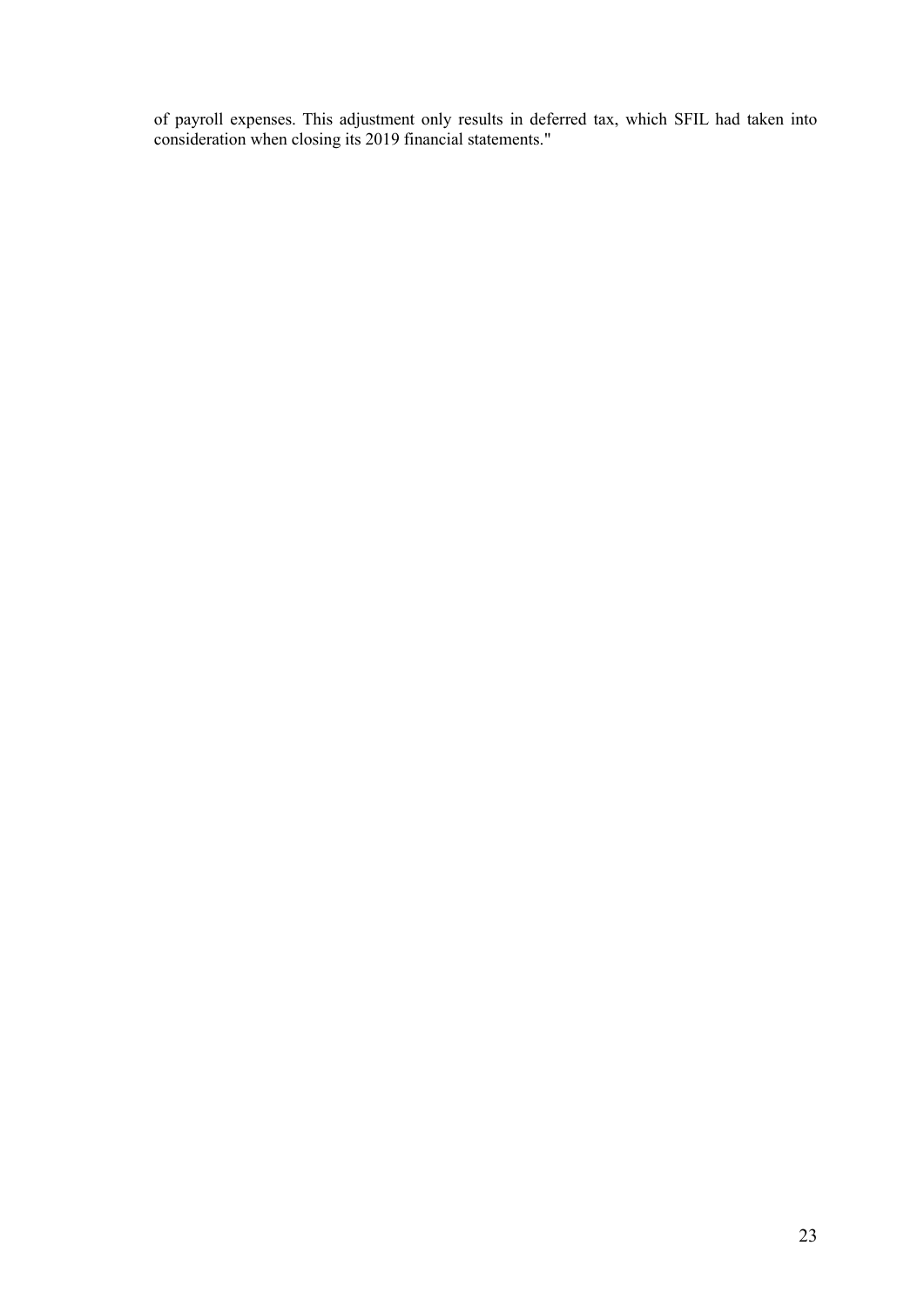of payroll expenses. This adjustment only results in deferred tax, which SFIL had taken into consideration when closing its 2019 financial statements."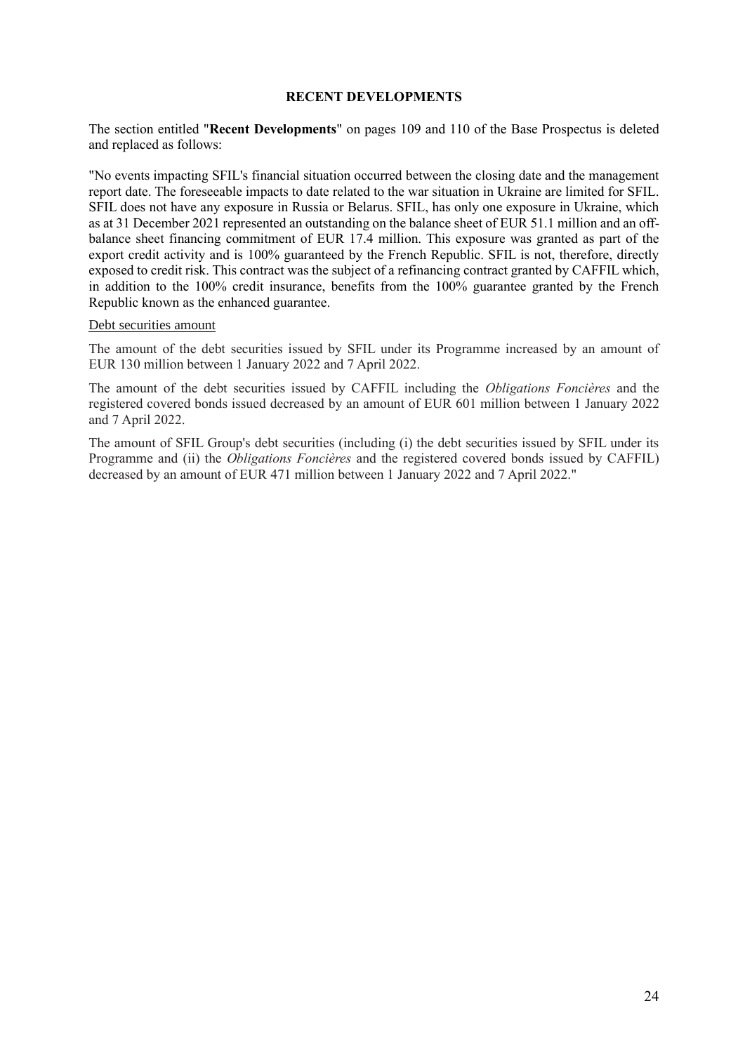## RECENT DEVELOPMENTS

The section entitled "**Recent Developments**" on pages 109 and 110 of the Base Prospectus is deleted and replaced as follows:

"No events impacting SFIL's financial situation occurred between the closing date and the management report date. The foreseeable impacts to date related to the war situation in Ukraine are limited for SFIL. SFIL does not have any exposure in Russia or Belarus. SFIL, has only one exposure in Ukraine, which as at 31 December 2021 represented an outstanding on the balance sheet of EUR 51.1 million and an off-balance sheet financing commitment of EUR 17.4 million. This exposure was granted as part of the export credit activity and is 100% guaranteed by the French Republic. SFIL is not, therefore, directly exposed to credit risk. This contract was the subject of a refinancing contract granted by CAFFIL which, in addition to the 100% credit insurance, benefits from the 100% guarantee granted by the French Republic known as the enhanced guarantee.

Debt securities amount

The amount of the debt securities issued by SFIL under its Programme increased by an amount of EUR 130 million between 1 January 2022 and 7 April 2022.

The amount of the debt securities issued by CAFFIL including the *Obligations Foncières* and the registered covered bonds issued decreased by an amount of EUR 601 million between 1 January 2022 and 7 April 2022.

The amount of SFIL Group's debt securities (including (i) the debt securities issued by SFIL under its Programme and (ii) the *Obligations Foncières* and the registered covered bonds issued by CAFFIL) decreased by an amount of EUR 471 million between 1 January 2022 and 7 April 2022."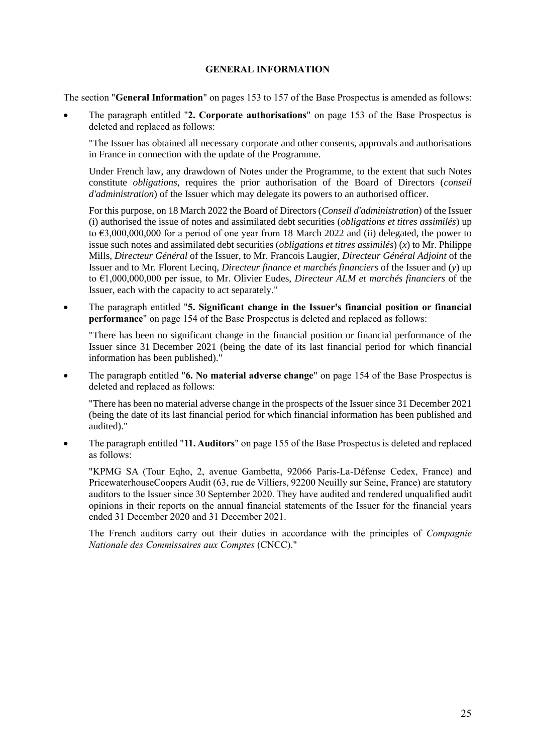## GENERAL INFORMATION

The section "**General Information**" on pages 153 to 157 of the Base Prospectus is amended as follows:

- The paragraph entitled "**2. Corporate authorisations**" on page 153 of the Base Prospectus is deleted and replaced as follows:

  "The Issuer has obtained all necessary corporate and other consents, approvals and authorisations in France in connection with the update of the Programme.

  Under French law, any drawdown of Notes under the Programme, to the extent that such Notes constitute *obligations*, requires the prior authorisation of the Board of Directors (*conseil d'administration*) of the Issuer which may delegate its powers to an authorised officer.

  For this purpose, on 18 March 2022 the Board of Directors (*Conseil d'administration*) of the Issuer (i) authorised the issue of notes and assimilated debt securities (*obligations et titres assimilés*) up to €3,000,000,000 for a period of one year from 18 March 2022 and (ii) delegated, the power to issue such notes and assimilated debt securities (*obligations et titres assimilés*) (*x*) to Mr. Philippe Mills, *Directeur Général* of the Issuer, to Mr. Francois Laugier, *Directeur Général Adjoint* of the Issuer and to Mr. Florent Lecinq, *Directeur finance et marchés financiers* of the Issuer and (*y*) up to €1,000,000,000 per issue, to Mr. Olivier Eudes, *Directeur ALM et marchés financiers* of the Issuer, each with the capacity to act separately."

- The paragraph entitled "**5. Significant change in the Issuer's financial position or financial performance**" on page 154 of the Base Prospectus is deleted and replaced as follows:

  "There has been no significant change in the financial position or financial performance of the Issuer since 31 December 2021 (being the date of its last financial period for which financial information has been published)."

- The paragraph entitled "**6. No material adverse change**" on page 154 of the Base Prospectus is deleted and replaced as follows:

  "There has been no material adverse change in the prospects of the Issuer since 31 December 2021 (being the date of its last financial period for which financial information has been published and audited)."

- The paragraph entitled "**11. Auditors**" on page 155 of the Base Prospectus is deleted and replaced as follows:

  "KPMG SA (Tour Eqho, 2, avenue Gambetta, 92066 Paris-La-Défense Cedex, France) and PricewaterhouseCoopers Audit (63, rue de Villiers, 92200 Neuilly sur Seine, France) are statutory auditors to the Issuer since 30 September 2020. They have audited and rendered unqualified audit opinions in their reports on the annual financial statements of the Issuer for the financial years ended 31 December 2020 and 31 December 2021.

  The French auditors carry out their duties in accordance with the principles of *Compagnie Nationale des Commissaires aux Comptes* (CNCC)."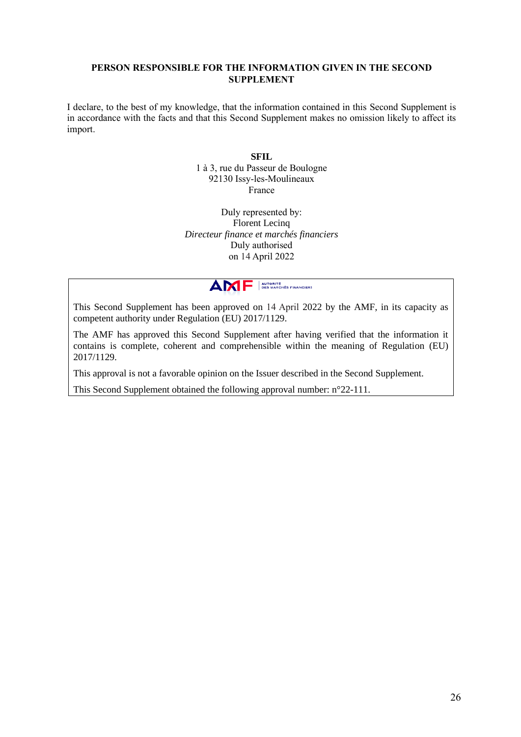## PERSON RESPONSIBLE FOR THE INFORMATION GIVEN IN THE SECOND SUPPLEMENT

I declare, to the best of my knowledge, that the information contained in this Second Supplement is in accordance with the facts and that this Second Supplement makes no omission likely to affect its import.

**SFIL**
1 à 3, rue du Passeur de Boulogne
92130 Issy-les-Moulineaux
France

Duly represented by:
Florent Lecinq
*Directeur finance et marchés financiers*
Duly authorised
on 14 April 2022

AMF AUTORITÉ DES MARCHÉS FINANCIERS

This Second Supplement has been approved on 14 April 2022 by the AMF, in its capacity as competent authority under Regulation (EU) 2017/1129.

The AMF has approved this Second Supplement after having verified that the information it contains is complete, coherent and comprehensible within the meaning of Regulation (EU) 2017/1129.

This approval is not a favorable opinion on the Issuer described in the Second Supplement.

This Second Supplement obtained the following approval number: n°22-111.